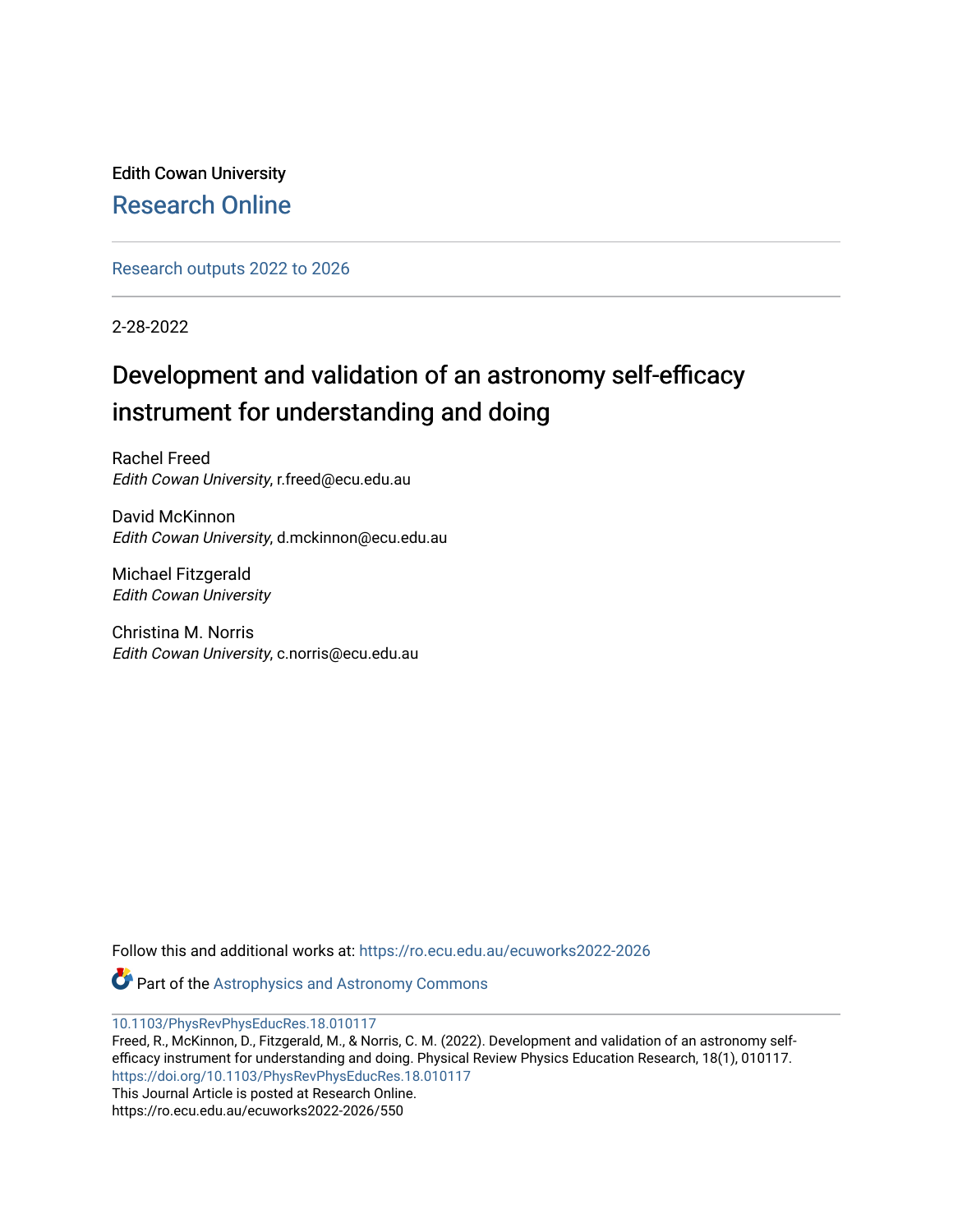Edith Cowan University

Research Online

Research outputs 2022 to 2026

2-28-2022

# Development and validation of an astronomy self-efficacy instrument for understanding and doing

Rachel Freed
*Edith Cowan University*, r.freed@ecu.edu.au

David McKinnon
*Edith Cowan University*, d.mckinnon@ecu.edu.au

Michael Fitzgerald
*Edith Cowan University*

Christina M. Norris
*Edith Cowan University*, c.norris@ecu.edu.au

Follow this and additional works at: https://ro.ecu.edu.au/ecuworks2022-2026

Part of the Astrophysics and Astronomy Commons

10.1103/PhysRevPhysEducRes.18.010117
Freed, R., McKinnon, D., Fitzgerald, M., & Norris, C. M. (2022). Development and validation of an astronomy self-efficacy instrument for understanding and doing. Physical Review Physics Education Research, 18(1), 010117.
https://doi.org/10.1103/PhysRevPhysEducRes.18.010117
This Journal Article is posted at Research Online.
https://ro.ecu.edu.au/ecuworks2022-2026/550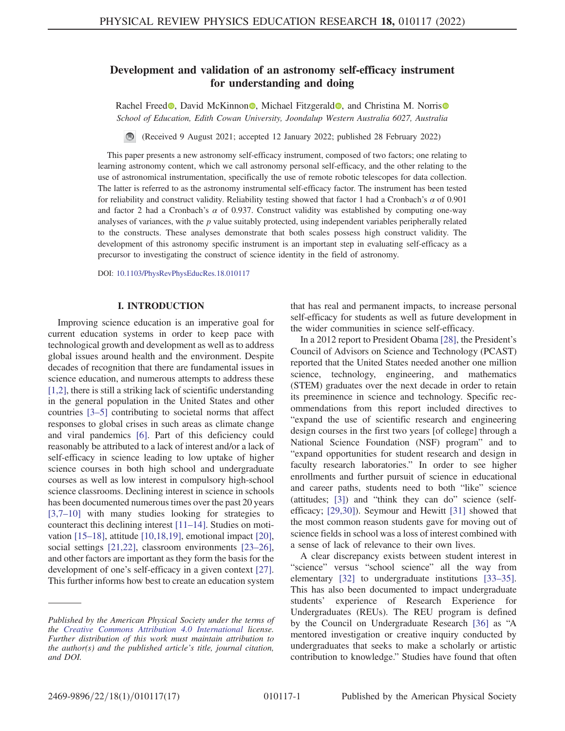# Development and validation of an astronomy self-efficacy instrument for understanding and doing

Rachel Freed, David McKinnon, Michael Fitzgerald, and Christina M. Norris

*School of Education, Edith Cowan University, Joondalup Western Australia 6027, Australia*

(Received 9 August 2021; accepted 12 January 2022; published 28 February 2022)

This paper presents a new astronomy self-efficacy instrument, composed of two factors; one relating to learning astronomy content, which we call astronomy personal self-efficacy, and the other relating to the use of astronomical instrumentation, specifically the use of remote robotic telescopes for data collection. The latter is referred to as the astronomy instrumental self-efficacy factor. The instrument has been tested for reliability and construct validity. Reliability testing showed that factor 1 had a Cronbach's $\alpha$ of 0.901 and factor 2 had a Cronbach's $\alpha$ of 0.937. Construct validity was established by computing one-way analyses of variances, with the $p$ value suitably protected, using independent variables peripherally related to the constructs. These analyses demonstrate that both scales possess high construct validity. The development of this astronomy specific instrument is an important step in evaluating self-efficacy as a precursor to investigating the construct of science identity in the field of astronomy.

DOI: 10.1103/PhysRevPhysEducRes.18.010117

## I. INTRODUCTION

Improving science education is an imperative goal for current education systems in order to keep pace with technological growth and development as well as to address global issues around health and the environment. Despite decades of recognition that there are fundamental issues in science education, and numerous attempts to address these [1,2], there is still a striking lack of scientific understanding in the general population in the United States and other countries [3–5] contributing to societal norms that affect responses to global crises in such areas as climate change and viral pandemics [6]. Part of this deficiency could reasonably be attributed to a lack of interest and/or a lack of self-efficacy in science leading to low uptake of higher science courses in both high school and undergraduate courses as well as low interest in compulsory high-school science classrooms. Declining interest in science in schools has been documented numerous times over the past 20 years [3,7–10] with many studies looking for strategies to counteract this declining interest [11–14]. Studies on motivation [15–18], attitude [10,18,19], emotional impact [20], social settings [21,22], classroom environments [23–26], and other factors are important as they form the basis for the development of one's self-efficacy in a given context [27]. This further informs how best to create an education system that has real and permanent impacts, to increase personal self-efficacy for students as well as future development in the wider communities in science self-efficacy.

In a 2012 report to President Obama [28], the President's Council of Advisors on Science and Technology (PCAST) reported that the United States needed another one million science, technology, engineering, and mathematics (STEM) graduates over the next decade in order to retain its preeminence in science and technology. Specific recommendations from this report included directives to "expand the use of scientific research and engineering design courses in the first two years [of college] through a National Science Foundation (NSF) program" and to "expand opportunities for student research and design in faculty research laboratories." In order to see higher enrollments and further pursuit of science in educational and career paths, students need to both "like" science (attitudes; [3]) and "think they can do" science (self-efficacy; [29,30]). Seymour and Hewitt [31] showed that the most common reason students gave for moving out of science fields in school was a loss of interest combined with a sense of lack of relevance to their own lives.

A clear discrepancy exists between student interest in "science" versus "school science" all the way from elementary [32] to undergraduate institutions [33–35]. This has also been documented to impact undergraduate students' experience of Research Experience for Undergraduates (REUs). The REU program is defined by the Council on Undergraduate Research [36] as "A mentored investigation or creative inquiry conducted by undergraduates that seeks to make a scholarly or artistic contribution to knowledge." Studies have found that often

*Published by the American Physical Society under the terms of the Creative Commons Attribution 4.0 International license. Further distribution of this work must maintain attribution to the author(s) and the published article's title, journal citation, and DOI.*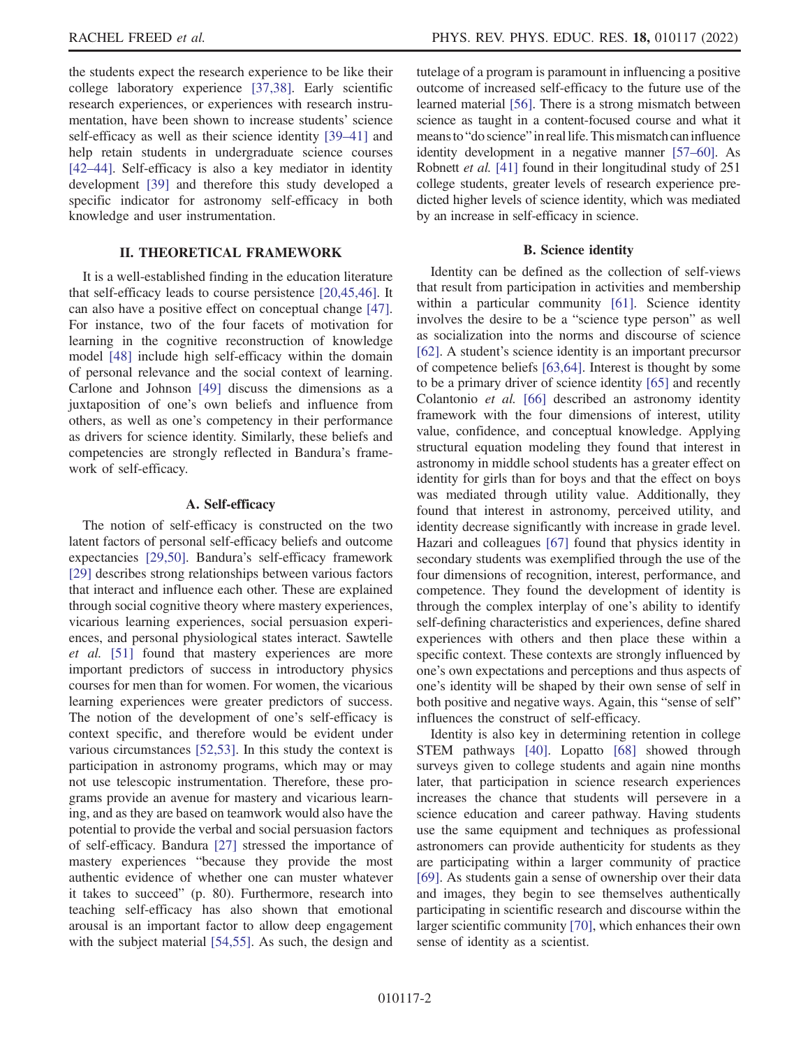the students expect the research experience to be like their college laboratory experience [37,38]. Early scientific research experiences, or experiences with research instrumentation, have been shown to increase students' science self-efficacy as well as their science identity [39–41] and help retain students in undergraduate science courses [42–44]. Self-efficacy is also a key mediator in identity development [39] and therefore this study developed a specific indicator for astronomy self-efficacy in both knowledge and user instrumentation.

## II. THEORETICAL FRAMEWORK

It is a well-established finding in the education literature that self-efficacy leads to course persistence [20,45,46]. It can also have a positive effect on conceptual change [47]. For instance, two of the four facets of motivation for learning in the cognitive reconstruction of knowledge model [48] include high self-efficacy within the domain of personal relevance and the social context of learning. Carlone and Johnson [49] discuss the dimensions as a juxtaposition of one's own beliefs and influence from others, as well as one's competency in their performance as drivers for science identity. Similarly, these beliefs and competencies are strongly reflected in Bandura's framework of self-efficacy.

### A. Self-efficacy

The notion of self-efficacy is constructed on the two latent factors of personal self-efficacy beliefs and outcome expectancies [29,50]. Bandura's self-efficacy framework [29] describes strong relationships between various factors that interact and influence each other. These are explained through social cognitive theory where mastery experiences, vicarious learning experiences, social persuasion experiences, and personal physiological states interact. Sawtelle *et al.* [51] found that mastery experiences are more important predictors of success in introductory physics courses for men than for women. For women, the vicarious learning experiences were greater predictors of success. The notion of the development of one's self-efficacy is context specific, and therefore would be evident under various circumstances [52,53]. In this study the context is participation in astronomy programs, which may or may not use telescopic instrumentation. Therefore, these programs provide an avenue for mastery and vicarious learning, and as they are based on teamwork would also have the potential to provide the verbal and social persuasion factors of self-efficacy. Bandura [27] stressed the importance of mastery experiences "because they provide the most authentic evidence of whether one can muster whatever it takes to succeed" (p. 80). Furthermore, research into teaching self-efficacy has also shown that emotional arousal is an important factor to allow deep engagement with the subject material [54,55]. As such, the design and tutelage of a program is paramount in influencing a positive outcome of increased self-efficacy to the future use of the learned material [56]. There is a strong mismatch between science as taught in a content-focused course and what it means to "do science" in real life. This mismatch can influence identity development in a negative manner [57–60]. As Robnett *et al.* [41] found in their longitudinal study of 251 college students, greater levels of research experience predicted higher levels of science identity, which was mediated by an increase in self-efficacy in science.

### B. Science identity

Identity can be defined as the collection of self-views that result from participation in activities and membership within a particular community [61]. Science identity involves the desire to be a "science type person" as well as socialization into the norms and discourse of science [62]. A student's science identity is an important precursor of competence beliefs [63,64]. Interest is thought by some to be a primary driver of science identity [65] and recently Colantonio *et al.* [66] described an astronomy identity framework with the four dimensions of interest, utility value, confidence, and conceptual knowledge. Applying structural equation modeling they found that interest in astronomy in middle school students has a greater effect on identity for girls than for boys and that the effect on boys was mediated through utility value. Additionally, they found that interest in astronomy, perceived utility, and identity decrease significantly with increase in grade level. Hazari and colleagues [67] found that physics identity in secondary students was exemplified through the use of the four dimensions of recognition, interest, performance, and competence. They found the development of identity is through the complex interplay of one's ability to identify self-defining characteristics and experiences, define shared experiences with others and then place these within a specific context. These contexts are strongly influenced by one's own expectations and perceptions and thus aspects of one's identity will be shaped by their own sense of self in both positive and negative ways. Again, this "sense of self" influences the construct of self-efficacy.

Identity is also key in determining retention in college STEM pathways [40]. Lopatto [68] showed through surveys given to college students and again nine months later, that participation in science research experiences increases the chance that students will persevere in a science education and career pathway. Having students use the same equipment and techniques as professional astronomers can provide authenticity for students as they are participating within a larger community of practice [69]. As students gain a sense of ownership over their data and images, they begin to see themselves authentically participating in scientific research and discourse within the larger scientific community [70], which enhances their own sense of identity as a scientist.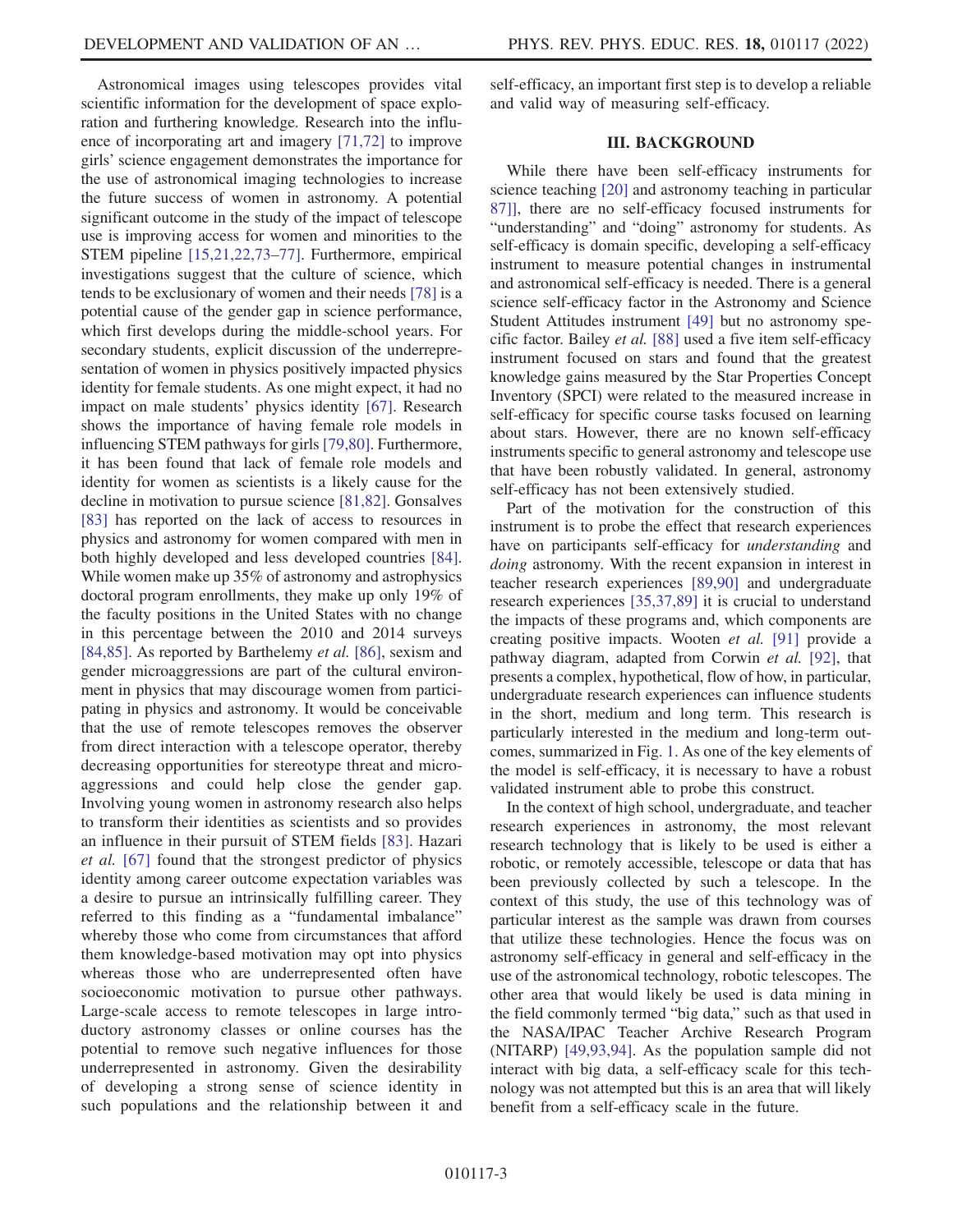Astronomical images using telescopes provides vital scientific information for the development of space exploration and furthering knowledge. Research into the influence of incorporating art and imagery [71,72] to improve girls' science engagement demonstrates the importance for the use of astronomical imaging technologies to increase the future success of women in astronomy. A potential significant outcome in the study of the impact of telescope use is improving access for women and minorities to the STEM pipeline [15,21,22,73–77]. Furthermore, empirical investigations suggest that the culture of science, which tends to be exclusionary of women and their needs [78] is a potential cause of the gender gap in science performance, which first develops during the middle-school years. For secondary students, explicit discussion of the underrepresentation of women in physics positively impacted physics identity for female students. As one might expect, it had no impact on male students' physics identity [67]. Research shows the importance of having female role models in influencing STEM pathways for girls [79,80]. Furthermore, it has been found that lack of female role models and identity for women as scientists is a likely cause for the decline in motivation to pursue science [81,82]. Gonsalves [83] has reported on the lack of access to resources in physics and astronomy for women compared with men in both highly developed and less developed countries [84]. While women make up 35% of astronomy and astrophysics doctoral program enrollments, they make up only 19% of the faculty positions in the United States with no change in this percentage between the 2010 and 2014 surveys [84,85]. As reported by Barthelemy *et al.* [86], sexism and gender microaggressions are part of the cultural environment in physics that may discourage women from participating in physics and astronomy. It would be conceivable that the use of remote telescopes removes the observer from direct interaction with a telescope operator, thereby decreasing opportunities for stereotype threat and microaggressions and could help close the gender gap. Involving young women in astronomy research also helps to transform their identities as scientists and so provides an influence in their pursuit of STEM fields [83]. Hazari *et al.* [67] found that the strongest predictor of physics identity among career outcome expectation variables was a desire to pursue an intrinsically fulfilling career. They referred to this finding as a "fundamental imbalance" whereby those who come from circumstances that afford them knowledge-based motivation may opt into physics whereas those who are underrepresented often have socioeconomic motivation to pursue other pathways. Large-scale access to remote telescopes in large introductory astronomy classes or online courses has the potential to remove such negative influences for those underrepresented in astronomy. Given the desirability of developing a strong sense of science identity in such populations and the relationship between it and self-efficacy, an important first step is to develop a reliable and valid way of measuring self-efficacy.

## III. BACKGROUND

While there have been self-efficacy instruments for science teaching [20] and astronomy teaching in particular 87]], there are no self-efficacy focused instruments for "understanding" and "doing" astronomy for students. As self-efficacy is domain specific, developing a self-efficacy instrument to measure potential changes in instrumental and astronomical self-efficacy is needed. There is a general science self-efficacy factor in the Astronomy and Science Student Attitudes instrument [49] but no astronomy specific factor. Bailey *et al.* [88] used a five item self-efficacy instrument focused on stars and found that the greatest knowledge gains measured by the Star Properties Concept Inventory (SPCI) were related to the measured increase in self-efficacy for specific course tasks focused on learning about stars. However, there are no known self-efficacy instruments specific to general astronomy and telescope use that have been robustly validated. In general, astronomy self-efficacy has not been extensively studied.

Part of the motivation for the construction of this instrument is to probe the effect that research experiences have on participants self-efficacy for *understanding* and *doing* astronomy. With the recent expansion in interest in teacher research experiences [89,90] and undergraduate research experiences [35,37,89] it is crucial to understand the impacts of these programs and, which components are creating positive impacts. Wooten *et al.* [91] provide a pathway diagram, adapted from Corwin *et al.* [92], that presents a complex, hypothetical, flow of how, in particular, undergraduate research experiences can influence students in the short, medium and long term. This research is particularly interested in the medium and long-term outcomes, summarized in Fig. 1. As one of the key elements of the model is self-efficacy, it is necessary to have a robust validated instrument able to probe this construct.

In the context of high school, undergraduate, and teacher research experiences in astronomy, the most relevant research technology that is likely to be used is either a robotic, or remotely accessible, telescope or data that has been previously collected by such a telescope. In the context of this study, the use of this technology was of particular interest as the sample was drawn from courses that utilize these technologies. Hence the focus was on astronomy self-efficacy in general and self-efficacy in the use of the astronomical technology, robotic telescopes. The other area that would likely be used is data mining in the field commonly termed "big data," such as that used in the NASA/IPAC Teacher Archive Research Program (NITARP) [49,93,94]. As the population sample did not interact with big data, a self-efficacy scale for this technology was not attempted but this is an area that will likely benefit from a self-efficacy scale in the future.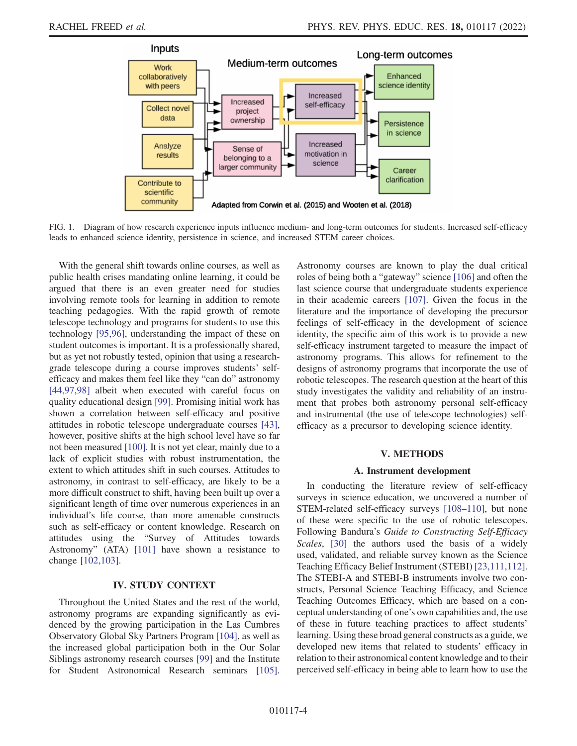FIG. 1. Diagram of how research experience inputs influence medium- and long-term outcomes for students. Increased self-efficacy leads to enhanced science identity, persistence in science, and increased STEM career choices.

With the general shift towards online courses, as well as public health crises mandating online learning, it could be argued that there is an even greater need for studies involving remote tools for learning in addition to remote teaching pedagogies. With the rapid growth of remote telescope technology and programs for students to use this technology [95,96], understanding the impact of these on student outcomes is important. It is a professionally shared, but as yet not robustly tested, opinion that using a research-grade telescope during a course improves students' self-efficacy and makes them feel like they "can do" astronomy [44,97,98] albeit when executed with careful focus on quality educational design [99]. Promising initial work has shown a correlation between self-efficacy and positive attitudes in robotic telescope undergraduate courses [43], however, positive shifts at the high school level have so far not been measured [100]. It is not yet clear, mainly due to a lack of explicit studies with robust instrumentation, the extent to which attitudes shift in such courses. Attitudes to astronomy, in contrast to self-efficacy, are likely to be a more difficult construct to shift, having been built up over a significant length of time over numerous experiences in an individual's life course, than more amenable constructs such as self-efficacy or content knowledge. Research on attitudes using the "Survey of Attitudes towards Astronomy" (ATA) [101] have shown a resistance to change [102,103].

## IV. STUDY CONTEXT

Throughout the United States and the rest of the world, astronomy programs are expanding significantly as evidenced by the growing participation in the Las Cumbres Observatory Global Sky Partners Program [104], as well as the increased global participation both in the Our Solar Siblings astronomy research courses [99] and the Institute for Student Astronomical Research seminars [105]. Astronomy courses are known to play the dual critical roles of being both a "gateway" science [106] and often the last science course that undergraduate students experience in their academic careers [107]. Given the focus in the literature and the importance of developing the precursor feelings of self-efficacy in the development of science identity, the specific aim of this work is to provide a new self-efficacy instrument targeted to measure the impact of astronomy programs. This allows for refinement to the designs of astronomy programs that incorporate the use of robotic telescopes. The research question at the heart of this study investigates the validity and reliability of an instrument that probes both astronomy personal self-efficacy and instrumental (the use of telescope technologies) self-efficacy as a precursor to developing science identity.

## V. METHODS

### A. Instrument development

In conducting the literature review of self-efficacy surveys in science education, we uncovered a number of STEM-related self-efficacy surveys [108–110], but none of these were specific to the use of robotic telescopes. Following Bandura's *Guide to Constructing Self-Efficacy Scales*, [30] the authors used the basis of a widely used, validated, and reliable survey known as the Science Teaching Efficacy Belief Instrument (STEBI) [23,111,112]. The STEBI-A and STEBI-B instruments involve two constructs, Personal Science Teaching Efficacy, and Science Teaching Outcomes Efficacy, which are based on a conceptual understanding of one's own capabilities and, the use of these in future teaching practices to affect students' learning. Using these broad general constructs as a guide, we developed new items that related to students' efficacy in relation to their astronomical content knowledge and to their perceived self-efficacy in being able to learn how to use the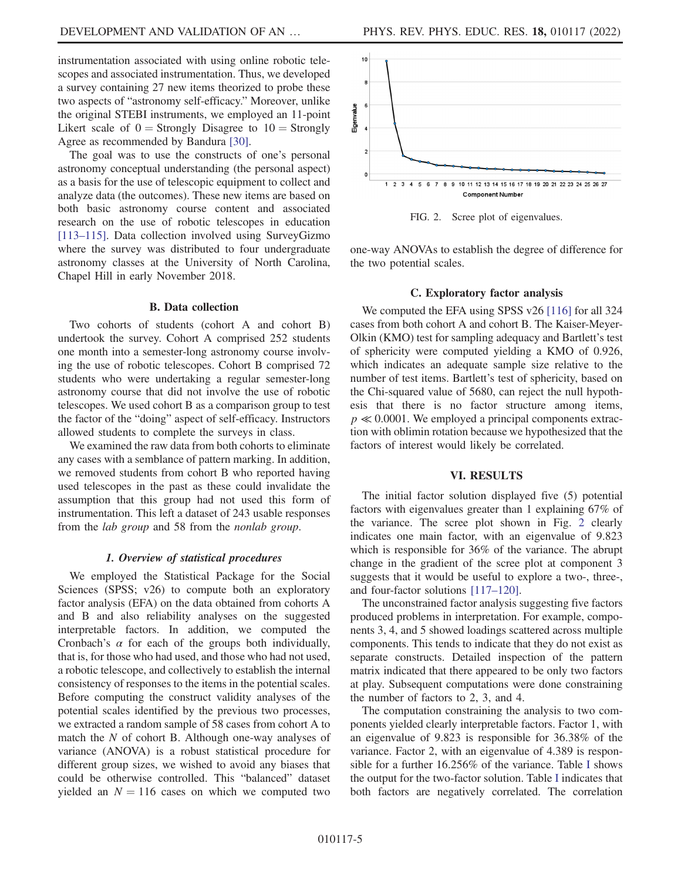instrumentation associated with using online robotic telescopes and associated instrumentation. Thus, we developed a survey containing 27 new items theorized to probe these two aspects of "astronomy self-efficacy." Moreover, unlike the original STEBI instruments, we employed an 11-point Likert scale of $0 =$ Strongly Disagree to $10 =$ Strongly Agree as recommended by Bandura [30].

The goal was to use the constructs of one's personal astronomy conceptual understanding (the personal aspect) as a basis for the use of telescopic equipment to collect and analyze data (the outcomes). These new items are based on both basic astronomy course content and associated research on the use of robotic telescopes in education [113–115]. Data collection involved using SurveyGizmo where the survey was distributed to four undergraduate astronomy classes at the University of North Carolina, Chapel Hill in early November 2018.

### B. Data collection

Two cohorts of students (cohort A and cohort B) undertook the survey. Cohort A comprised 252 students one month into a semester-long astronomy course involving the use of robotic telescopes. Cohort B comprised 72 students who were undertaking a regular semester-long astronomy course that did not involve the use of robotic telescopes. We used cohort B as a comparison group to test the factor of the "doing" aspect of self-efficacy. Instructors allowed students to complete the surveys in class.

We examined the raw data from both cohorts to eliminate any cases with a semblance of pattern marking. In addition, we removed students from cohort B who reported having used telescopes in the past as these could invalidate the assumption that this group had not used this form of instrumentation. This left a dataset of 243 usable responses from the *lab group* and 58 from the *nonlab group*.

#### *1. Overview of statistical procedures*

We employed the Statistical Package for the Social Sciences (SPSS; v26) to compute both an exploratory factor analysis (EFA) on the data obtained from cohorts A and B and also reliability analyses on the suggested interpretable factors. In addition, we computed the Cronbach's $\alpha$ for each of the groups both individually, that is, for those who had used, and those who had not used, a robotic telescope, and collectively to establish the internal consistency of responses to the items in the potential scales. Before computing the construct validity analyses of the potential scales identified by the previous two processes, we extracted a random sample of 58 cases from cohort A to match the $N$ of cohort B. Although one-way analyses of variance (ANOVA) is a robust statistical procedure for different group sizes, we wished to avoid any biases that could be otherwise controlled. This "balanced" dataset yielded an $N = 116$ cases on which we computed two one-way ANOVAs to establish the degree of difference for the two potential scales.

FIG. 2. Scree plot of eigenvalues.

### C. Exploratory factor analysis

We computed the EFA using SPSS v26 [116] for all 324 cases from both cohort A and cohort B. The Kaiser-Meyer-Olkin (KMO) test for sampling adequacy and Bartlett's test of sphericity were computed yielding a KMO of 0.926, which indicates an adequate sample size relative to the number of test items. Bartlett's test of sphericity, based on the Chi-squared value of 5680, can reject the null hypothesis that there is no factor structure among items, $p \ll 0.0001$. We employed a principal components extraction with oblimin rotation because we hypothesized that the factors of interest would likely be correlated.

## VI. RESULTS

The initial factor solution displayed five (5) potential factors with eigenvalues greater than 1 explaining 67% of the variance. The scree plot shown in Fig. 2 clearly indicates one main factor, with an eigenvalue of 9.823 which is responsible for 36% of the variance. The abrupt change in the gradient of the scree plot at component 3 suggests that it would be useful to explore a two-, three-, and four-factor solutions [117–120].

The unconstrained factor analysis suggesting five factors produced problems in interpretation. For example, components 3, 4, and 5 showed loadings scattered across multiple components. This tends to indicate that they do not exist as separate constructs. Detailed inspection of the pattern matrix indicated that there appeared to be only two factors at play. Subsequent computations were done constraining the number of factors to 2, 3, and 4.

The computation constraining the analysis to two components yielded clearly interpretable factors. Factor 1, with an eigenvalue of 9.823 is responsible for 36.38% of the variance. Factor 2, with an eigenvalue of 4.389 is responsible for a further 16.256% of the variance. Table I shows the output for the two-factor solution. Table I indicates that both factors are negatively correlated. The correlation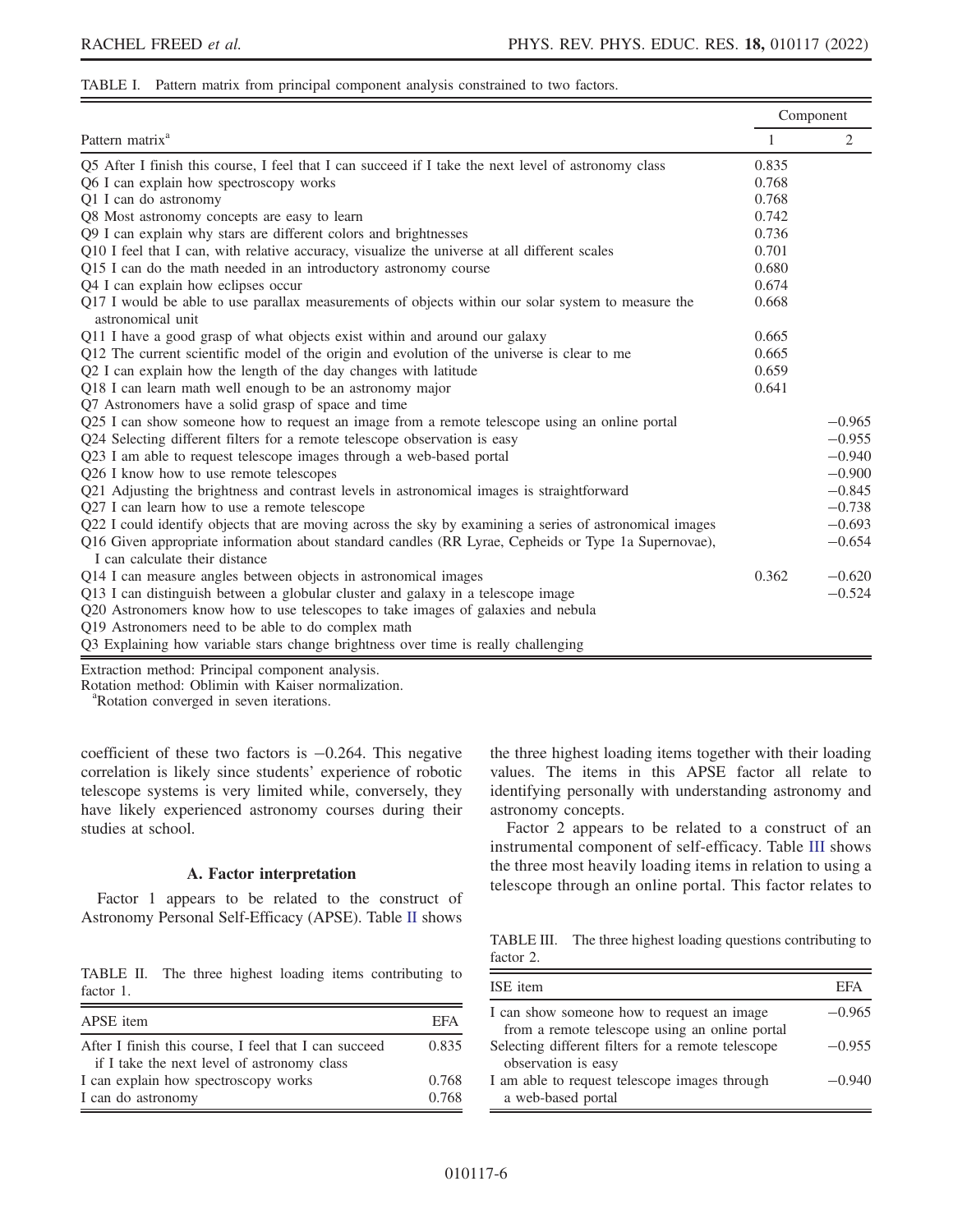TABLE I. Pattern matrix from principal component analysis constrained to two factors.

| Pattern matrix[a] | Component 1 | Component 2 |
| --- | --- | --- |
| Q5 After I finish this course, I feel that I can succeed if I take the next level of astronomy class | 0.835 | |
| Q6 I can explain how spectroscopy works | 0.768 | |
| Q1 I can do astronomy | 0.768 | |
| Q8 Most astronomy concepts are easy to learn | 0.742 | |
| Q9 I can explain why stars are different colors and brightnesses | 0.736 | |
| Q10 I feel that I can, with relative accuracy, visualize the universe at all different scales | 0.701 | |
| Q15 I can do the math needed in an introductory astronomy course | 0.680 | |
| Q4 I can explain how eclipses occur | 0.674 | |
| Q17 I would be able to use parallax measurements of objects within our solar system to measure the astronomical unit | 0.668 | |
| Q11 I have a good grasp of what objects exist within and around our galaxy | 0.665 | |
| Q12 The current scientific model of the origin and evolution of the universe is clear to me | 0.665 | |
| Q2 I can explain how the length of the day changes with latitude | 0.659 | |
| Q18 I can learn math well enough to be an astronomy major | 0.641 | |
| Q7 Astronomers have a solid grasp of space and time | | |
| Q25 I can show someone how to request an image from a remote telescope using an online portal | | −0.965 |
| Q24 Selecting different filters for a remote telescope observation is easy | | −0.955 |
| Q23 I am able to request telescope images through a web-based portal | | −0.940 |
| Q26 I know how to use remote telescopes | | −0.900 |
| Q21 Adjusting the brightness and contrast levels in astronomical images is straightforward | | −0.845 |
| Q27 I can learn how to use a remote telescope | | −0.738 |
| Q22 I could identify objects that are moving across the sky by examining a series of astronomical images | | −0.693 |
| Q16 Given appropriate information about standard candles (RR Lyrae, Cepheids or Type 1a Supernovae), I can calculate their distance | | −0.654 |
| Q14 I can measure angles between objects in astronomical images | 0.362 | −0.620 |
| Q13 I can distinguish between a globular cluster and galaxy in a telescope image | | −0.524 |
| Q20 Astronomers know how to use telescopes to take images of galaxies and nebula | | |
| Q19 Astronomers need to be able to do complex math | | |
| Q3 Explaining how variable stars change brightness over time is really challenging | | |

Extraction method: Principal component analysis.
Rotation method: Oblimin with Kaiser normalization.
[a]Rotation converged in seven iterations.

coefficient of these two factors is −0.264. This negative correlation is likely since students' experience of robotic telescope systems is very limited while, conversely, they have likely experienced astronomy courses during their studies at school.

### A. Factor interpretation

Factor 1 appears to be related to the construct of Astronomy Personal Self-Efficacy (APSE). Table II shows the three highest loading items together with their loading values. The items in this APSE factor all relate to identifying personally with understanding astronomy and astronomy concepts.

TABLE II. The three highest loading items contributing to factor 1.

| APSE item | EFA |
| --- | --- |
| After I finish this course, I feel that I can succeed if I take the next level of astronomy class | 0.835 |
| I can explain how spectroscopy works | 0.768 |
| I can do astronomy | 0.768 |

Factor 2 appears to be related to a construct of an instrumental component of self-efficacy. Table III shows the three most heavily loading items in relation to using a telescope through an online portal. This factor relates to

TABLE III. The three highest loading questions contributing to factor 2.

| ISE item | EFA |
| --- | --- |
| I can show someone how to request an image from a remote telescope using an online portal | −0.965 |
| Selecting different filters for a remote telescope observation is easy | −0.955 |
| I am able to request telescope images through a web-based portal | −0.940 |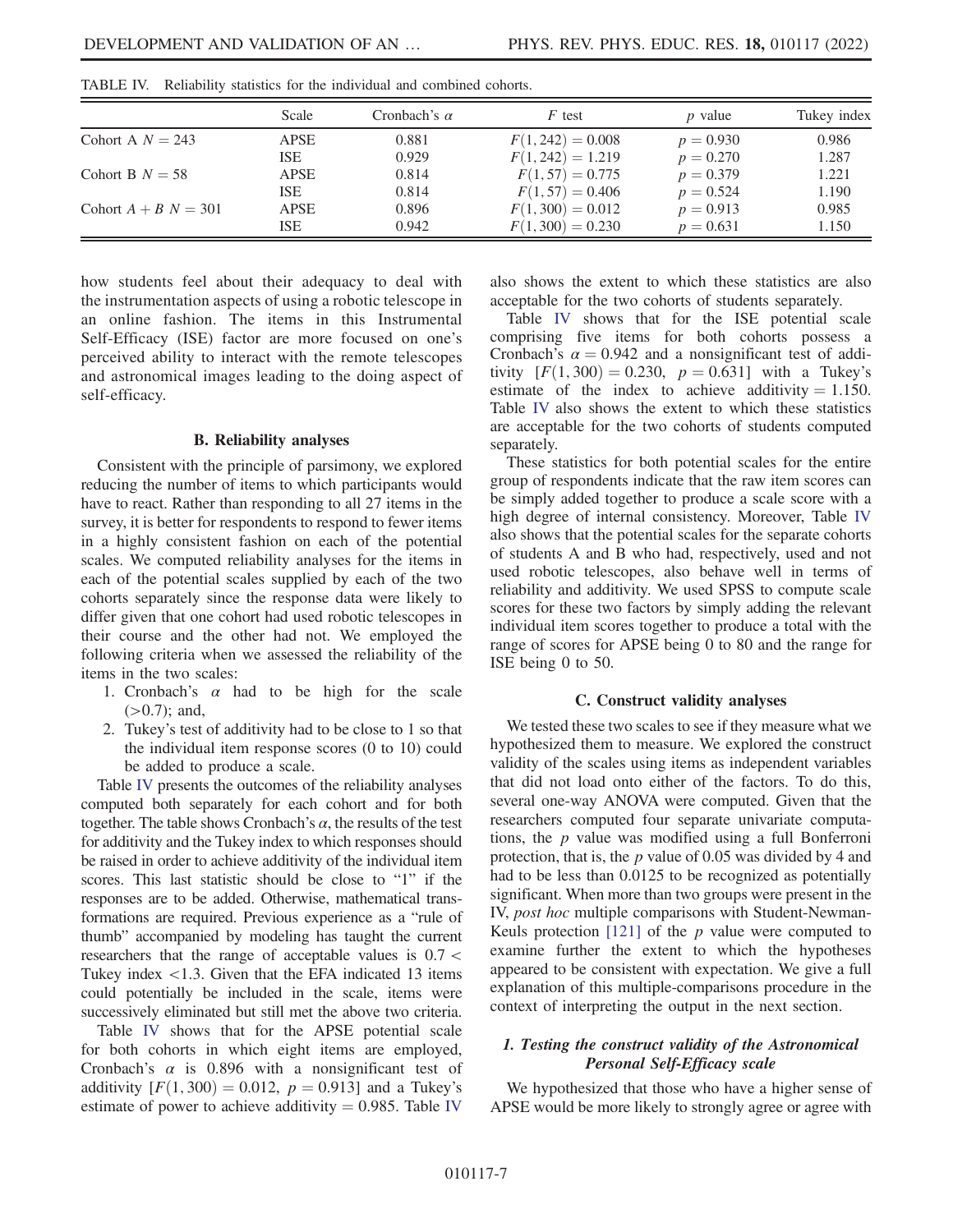TABLE IV. Reliability statistics for the individual and combined cohorts.

| | Scale | Cronbach's $\alpha$ | $F$ test | $p$ value | Tukey index |
|---|---|---|---|---|---|
| Cohort A $N = 243$ | APSE | 0.881 | $F(1, 242) = 0.008$ | $p = 0.930$ | 0.986 |
| | ISE | 0.929 | $F(1, 242) = 1.219$ | $p = 0.270$ | 1.287 |
| Cohort B $N = 58$ | APSE | 0.814 | $F(1, 57) = 0.775$ | $p = 0.379$ | 1.221 |
| | ISE | 0.814 | $F(1, 57) = 0.406$ | $p = 0.524$ | 1.190 |
| Cohort $A + B$ $N = 301$ | APSE | 0.896 | $F(1, 300) = 0.012$ | $p = 0.913$ | 0.985 |
| | ISE | 0.942 | $F(1, 300) = 0.230$ | $p = 0.631$ | 1.150 |

how students feel about their adequacy to deal with the instrumentation aspects of using a robotic telescope in an online fashion. The items in this Instrumental Self-Efficacy (ISE) factor are more focused on one's perceived ability to interact with the remote telescopes and astronomical images leading to the doing aspect of self-efficacy.

### B. Reliability analyses

Consistent with the principle of parsimony, we explored reducing the number of items to which participants would have to react. Rather than responding to all 27 items in the survey, it is better for respondents to respond to fewer items in a highly consistent fashion on each of the potential scales. We computed reliability analyses for the items in each of the potential scales supplied by each of the two cohorts separately since the response data were likely to differ given that one cohort had used robotic telescopes in their course and the other had not. We employed the following criteria when we assessed the reliability of the items in the two scales:

1. Cronbach's $\alpha$ had to be high for the scale ($>0.7$); and,
2. Tukey's test of additivity had to be close to 1 so that the individual item response scores (0 to 10) could be added to produce a scale.

Table IV presents the outcomes of the reliability analyses computed both separately for each cohort and for both together. The table shows Cronbach's $\alpha$, the results of the test for additivity and the Tukey index to which responses should be raised in order to achieve additivity of the individual item scores. This last statistic should be close to "1" if the responses are to be added. Otherwise, mathematical transformations are required. Previous experience as a "rule of thumb" accompanied by modeling has taught the current researchers that the range of acceptable values is $0.7 <$ Tukey index $<1.3$. Given that the EFA indicated 13 items could potentially be included in the scale, items were successively eliminated but still met the above two criteria.

Table IV shows that for the APSE potential scale for both cohorts in which eight items are employed, Cronbach's $\alpha$ is 0.896 with a nonsignificant test of additivity [$F(1, 300) = 0.012$, $p = 0.913$] and a Tukey's estimate of power to achieve additivity $= 0.985$. Table IV also shows the extent to which these statistics are also acceptable for the two cohorts of students separately.

Table IV shows that for the ISE potential scale comprising five items for both cohorts possess a Cronbach's $\alpha = 0.942$ and a nonsignificant test of additivity [$F(1, 300) = 0.230$, $p = 0.631$] with a Tukey's estimate of the index to achieve additivity $= 1.150$. Table IV also shows the extent to which these statistics are acceptable for the two cohorts of students computed separately.

These statistics for both potential scales for the entire group of respondents indicate that the raw item scores can be simply added together to produce a scale score with a high degree of internal consistency. Moreover, Table IV also shows that the potential scales for the separate cohorts of students A and B who had, respectively, used and not used robotic telescopes, also behave well in terms of reliability and additivity. We used SPSS to compute scale scores for these two factors by simply adding the relevant individual item scores together to produce a total with the range of scores for APSE being 0 to 80 and the range for ISE being 0 to 50.

### C. Construct validity analyses

We tested these two scales to see if they measure what we hypothesized them to measure. We explored the construct validity of the scales using items as independent variables that did not load onto either of the factors. To do this, several one-way ANOVA were computed. Given that the researchers computed four separate univariate computations, the $p$ value was modified using a full Bonferroni protection, that is, the $p$ value of 0.05 was divided by 4 and had to be less than 0.0125 to be recognized as potentially significant. When more than two groups were present in the IV, *post hoc* multiple comparisons with Student-Newman-Keuls protection [121] of the $p$ value were computed to examine further the extent to which the hypotheses appeared to be consistent with expectation. We give a full explanation of this multiple-comparisons procedure in the context of interpreting the output in the next section.

#### 1. Testing the construct validity of the Astronomical Personal Self-Efficacy scale

We hypothesized that those who have a higher sense of APSE would be more likely to strongly agree or agree with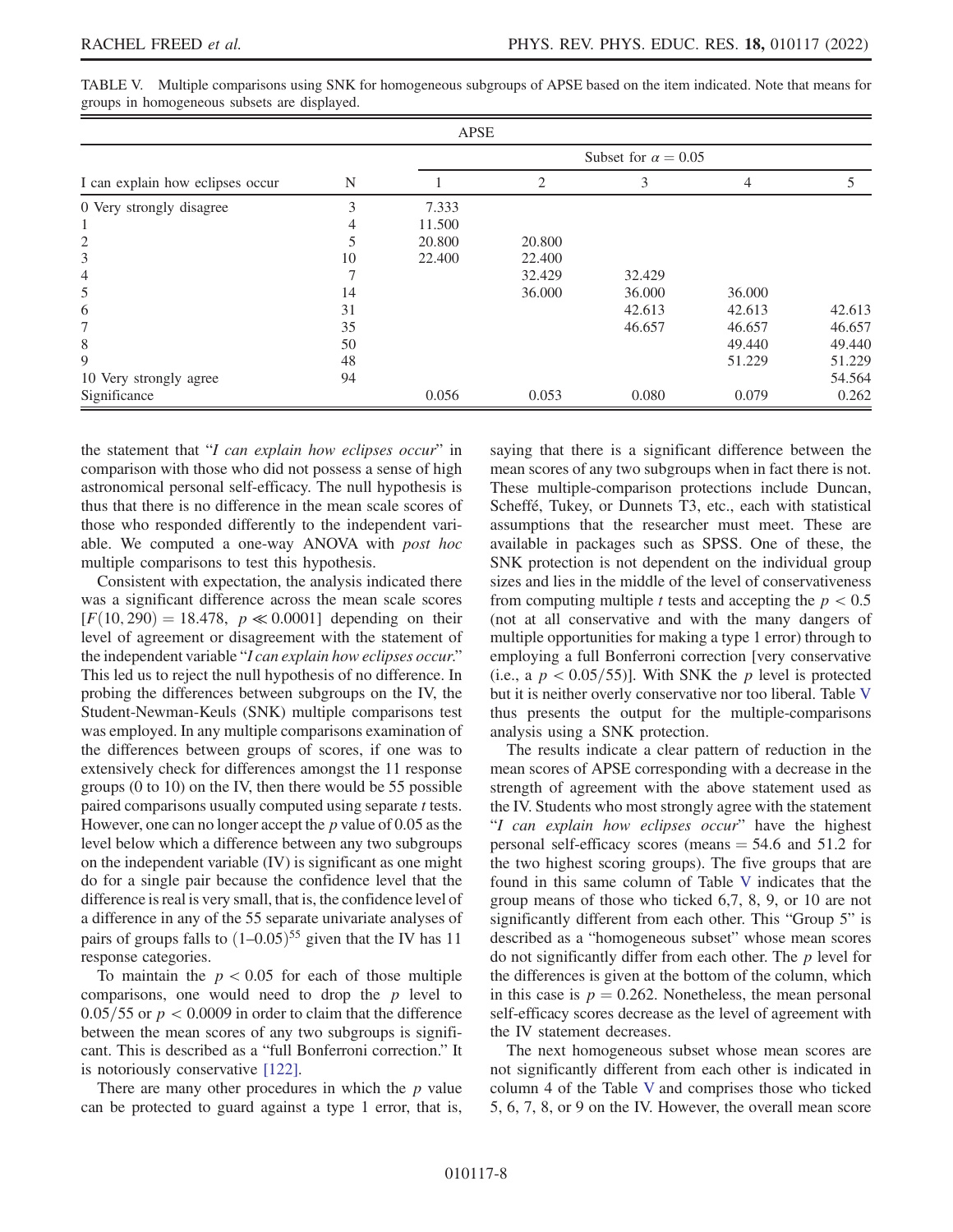TABLE V. Multiple comparisons using SNK for homogeneous subgroups of APSE based on the item indicated. Note that means for groups in homogeneous subsets are displayed.

| | | APSE | | | | |
|---|---|---|---|---|---|---|
| | | Subset for $\alpha = 0.05$ | | | | |
| I can explain how eclipses occur | N | 1 | 2 | 3 | 4 | 5 |
| 0 Very strongly disagree | 3 | 7.333 | | | | |
| 1 | 4 | 11.500 | | | | |
| 2 | 5 | 20.800 | 20.800 | | | |
| 3 | 10 | 22.400 | 22.400 | | | |
| 4 | 7 | | 32.429 | 32.429 | | |
| 5 | 14 | | 36.000 | 36.000 | 36.000 | |
| 6 | 31 | | | 42.613 | 42.613 | 42.613 |
| 7 | 35 | | | 46.657 | 46.657 | 46.657 |
| 8 | 50 | | | | 49.440 | 49.440 |
| 9 | 48 | | | | 51.229 | 51.229 |
| 10 Very strongly agree | 94 | | | | | 54.564 |
| Significance | | 0.056 | 0.053 | 0.080 | 0.079 | 0.262 |

the statement that "*I can explain how eclipses occur*" in comparison with those who did not possess a sense of high astronomical personal self-efficacy. The null hypothesis is thus that there is no difference in the mean scale scores of those who responded differently to the independent variable. We computed a one-way ANOVA with *post hoc* multiple comparisons to test this hypothesis.

Consistent with expectation, the analysis indicated there was a significant difference across the mean scale scores $[F(10, 290) = 18.478,\ p \ll 0.0001]$ depending on their level of agreement or disagreement with the statement of the independent variable "*I can explain how eclipses occur*." This led us to reject the null hypothesis of no difference. In probing the differences between subgroups on the IV, the Student-Newman-Keuls (SNK) multiple comparisons test was employed. In any multiple comparisons examination of the differences between groups of scores, if one was to extensively check for differences amongst the 11 response groups (0 to 10) on the IV, then there would be 55 possible paired comparisons usually computed using separate $t$ tests. However, one can no longer accept the $p$ value of 0.05 as the level below which a difference between any two subgroups on the independent variable (IV) is significant as one might do for a single pair because the confidence level that the difference is real is very small, that is, the confidence level of a difference in any of the 55 separate univariate analyses of pairs of groups falls to $(1\text{–}0.05)^{55}$ given that the IV has 11 response categories.

To maintain the $p < 0.05$ for each of those multiple comparisons, one would need to drop the $p$ level to $0.05/55$ or $p < 0.0009$ in order to claim that the difference between the mean scores of any two subgroups is significant. This is described as a "full Bonferroni correction." It is notoriously conservative [122].

There are many other procedures in which the $p$ value can be protected to guard against a type 1 error, that is, saying that there is a significant difference between the mean scores of any two subgroups when in fact there is not. These multiple-comparison protections include Duncan, Scheffé, Tukey, or Dunnets T3, etc., each with statistical assumptions that the researcher must meet. These are available in packages such as SPSS. One of these, the SNK protection is not dependent on the individual group sizes and lies in the middle of the level of conservativeness from computing multiple $t$ tests and accepting the $p < 0.5$ (not at all conservative and with the many dangers of multiple opportunities for making a type 1 error) through to employing a full Bonferroni correction [very conservative (i.e., a $p < 0.05/55$)]. With SNK the $p$ level is protected but it is neither overly conservative nor too liberal. Table V thus presents the output for the multiple-comparisons analysis using a SNK protection.

The results indicate a clear pattern of reduction in the mean scores of APSE corresponding with a decrease in the strength of agreement with the above statement used as the IV. Students who most strongly agree with the statement "*I can explain how eclipses occur*" have the highest personal self-efficacy scores (means = 54.6 and 51.2 for the two highest scoring groups). The five groups that are found in this same column of Table V indicates that the group means of those who ticked 6,7, 8, 9, or 10 are not significantly different from each other. This "Group 5" is described as a "homogeneous subset" whose mean scores do not significantly differ from each other. The $p$ level for the differences is given at the bottom of the column, which in this case is $p = 0.262$. Nonetheless, the mean personal self-efficacy scores decrease as the level of agreement with the IV statement decreases.

The next homogeneous subset whose mean scores are not significantly different from each other is indicated in column 4 of the Table V and comprises those who ticked 5, 6, 7, 8, or 9 on the IV. However, the overall mean score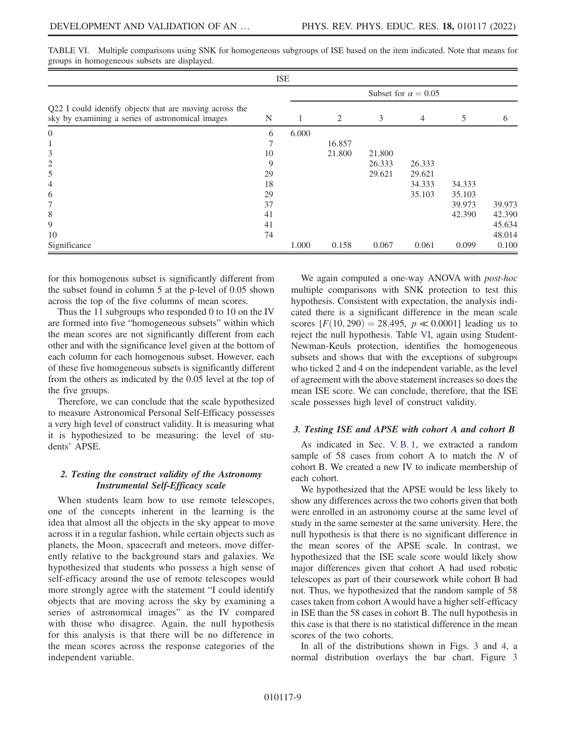TABLE VI. Multiple comparisons using SNK for homogeneous subgroups of ISE based on the item indicated. Note that means for groups in homogeneous subsets are displayed.

| ISE | | | | | | | |
|---|---|---|---|---|---|---|---|
| | | Subset for $\alpha = 0.05$ | | | | | |
| Q22 I could identify objects that are moving across the sky by examining a series of astronomical images | N | 1 | 2 | 3 | 4 | 5 | 6 |
| 0 | 6 | 6.000 | | | | | |
| 1 | 7 | | 16.857 | | | | |
| 3 | 10 | | 21.800 | 21.800 | | | |
| 2 | 9 | | | 26.333 | 26.333 | | |
| 5 | 29 | | | 29.621 | 29.621 | | |
| 4 | 18 | | | | 34.333 | 34.333 | |
| 6 | 29 | | | | 35.103 | 35.103 | |
| 7 | 37 | | | | | 39.973 | 39.973 |
| 8 | 41 | | | | | 42.390 | 42.390 |
| 9 | 41 | | | | | | 45.634 |
| 10 | 74 | | | | | | 48.014 |
| Significance | | 1.000 | 0.158 | 0.067 | 0.061 | 0.099 | 0.100 |

for this homogenous subset is significantly different from the subset found in column 5 at the p-level of 0.05 shown across the top of the five columns of mean scores.

Thus the 11 subgroups who responded 0 to 10 on the IV are formed into five "homogeneous subsets" within which the mean scores are not significantly different from each other and with the significance level given at the bottom of each column for each homogenous subset. However, each of these five homogeneous subsets is significantly different from the others as indicated by the 0.05 level at the top of the five groups.

Therefore, we can conclude that the scale hypothesized to measure Astronomical Personal Self-Efficacy possesses a very high level of construct validity. It is measuring what it is hypothesized to be measuring: the level of students' APSE.

### 2. Testing the construct validity of the Astronomy Instrumental Self-Efficacy scale

When students learn how to use remote telescopes, one of the concepts inherent in the learning is the idea that almost all the objects in the sky appear to move across it in a regular fashion, while certain objects such as planets, the Moon, spacecraft and meteors, move differently relative to the background stars and galaxies. We hypothesized that students who possess a high sense of self-efficacy around the use of remote telescopes would more strongly agree with the statement "I could identify objects that are moving across the sky by examining a series of astronomical images" as the IV compared with those who disagree. Again, the null hypothesis for this analysis is that there will be no difference in the mean scores across the response categories of the independent variable.

We again computed a one-way ANOVA with *post-hoc* multiple comparisons with SNK protection to test this hypothesis. Consistent with expectation, the analysis indicated there is a significant difference in the mean scale scores [$F(10, 290) = 28.495$, $p \ll 0.0001$] leading us to reject the null hypothesis. Table VI, again using Student-Newman-Keuls protection, identifies the homogeneous subsets and shows that with the exceptions of subgroups who ticked 2 and 4 on the independent variable, as the level of agreement with the above statement increases so does the mean ISE score. We can conclude, therefore, that the ISE scale possesses high level of construct validity.

### 3. Testing ISE and APSE with cohort A and cohort B

As indicated in Sec. V. B. 1, we extracted a random sample of 58 cases from cohort A to match the $N$ of cohort B. We created a new IV to indicate membership of each cohort.

We hypothesized that the APSE would be less likely to show any differences across the two cohorts given that both were enrolled in an astronomy course at the same level of study in the same semester at the same university. Here, the null hypothesis is that there is no significant difference in the mean scores of the APSE scale. In contrast, we hypothesized that the ISE scale score would likely show major differences given that cohort A had used robotic telescopes as part of their coursework while cohort B had not. Thus, we hypothesized that the random sample of 58 cases taken from cohort A would have a higher self-efficacy in ISE than the 58 cases in cohort B. The null hypothesis in this case is that there is no statistical difference in the mean scores of the two cohorts.

In all of the distributions shown in Figs. 3 and 4, a normal distribution overlays the bar chart. Figure 3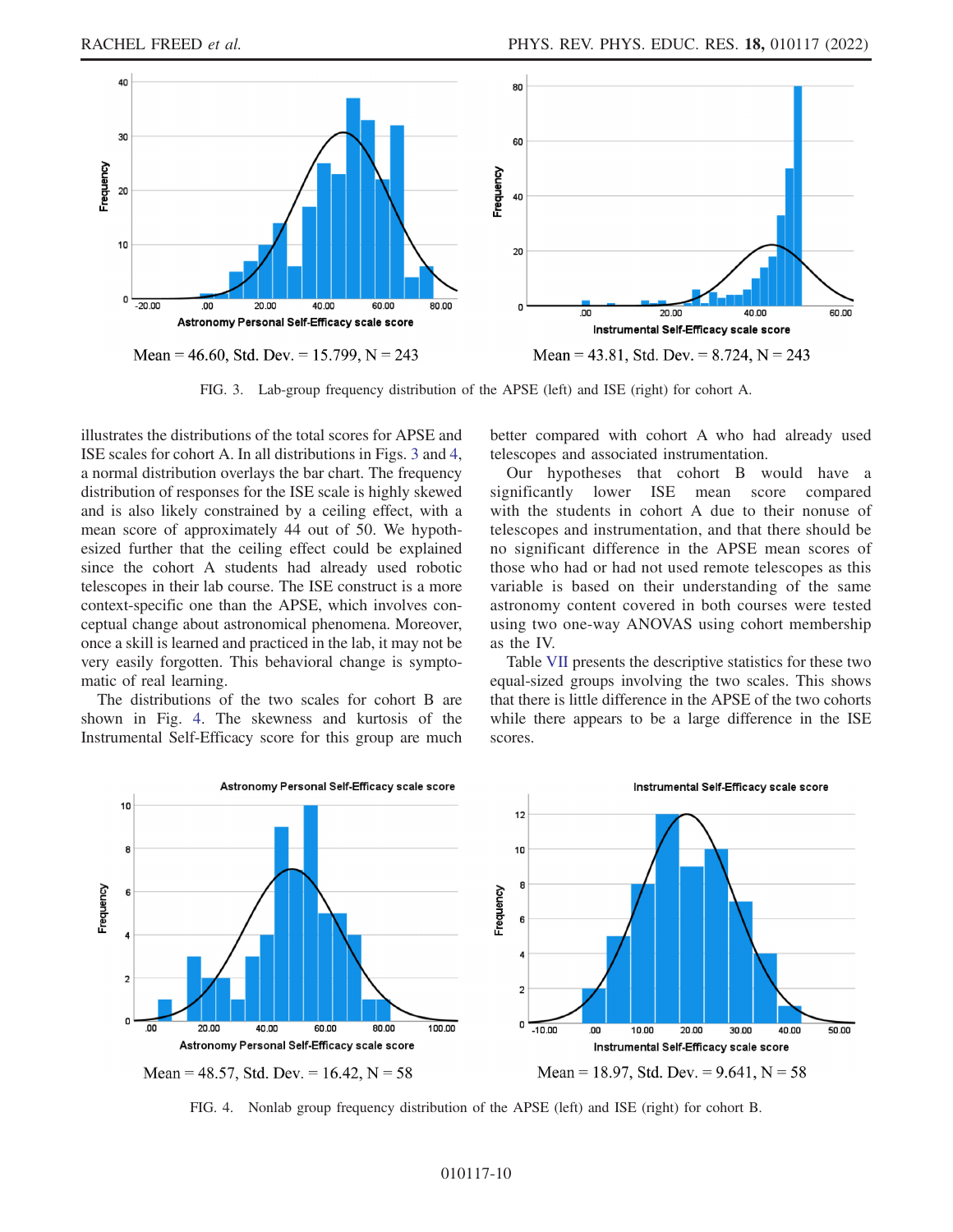Mean = 46.60, Std. Dev. = 15.799, N = 243

Mean = 43.81, Std. Dev. = 8.724, N = 243

FIG. 3. Lab-group frequency distribution of the APSE (left) and ISE (right) for cohort A.

illustrates the distributions of the total scores for APSE and ISE scales for cohort A. In all distributions in Figs. 3 and 4, a normal distribution overlays the bar chart. The frequency distribution of responses for the ISE scale is highly skewed and is also likely constrained by a ceiling effect, with a mean score of approximately 44 out of 50. We hypothesized further that the ceiling effect could be explained since the cohort A students had already used robotic telescopes in their lab course. The ISE construct is a more context-specific one than the APSE, which involves conceptual change about astronomical phenomena. Moreover, once a skill is learned and practiced in the lab, it may not be very easily forgotten. This behavioral change is symptomatic of real learning.

The distributions of the two scales for cohort B are shown in Fig. 4. The skewness and kurtosis of the Instrumental Self-Efficacy score for this group are much better compared with cohort A who had already used telescopes and associated instrumentation.

Our hypotheses that cohort B would have a significantly lower ISE mean score compared with the students in cohort A due to their nonuse of telescopes and instrumentation, and that there should be no significant difference in the APSE mean scores of those who had or had not used remote telescopes as this variable is based on their understanding of the same astronomy content covered in both courses were tested using two one-way ANOVAS using cohort membership as the IV.

Table VII presents the descriptive statistics for these two equal-sized groups involving the two scales. This shows that there is little difference in the APSE of the two cohorts while there appears to be a large difference in the ISE scores.

Mean = 48.57, Std. Dev. = 16.42, N = 58

Mean = 18.97, Std. Dev. = 9.641, N = 58

FIG. 4. Nonlab group frequency distribution of the APSE (left) and ISE (right) for cohort B.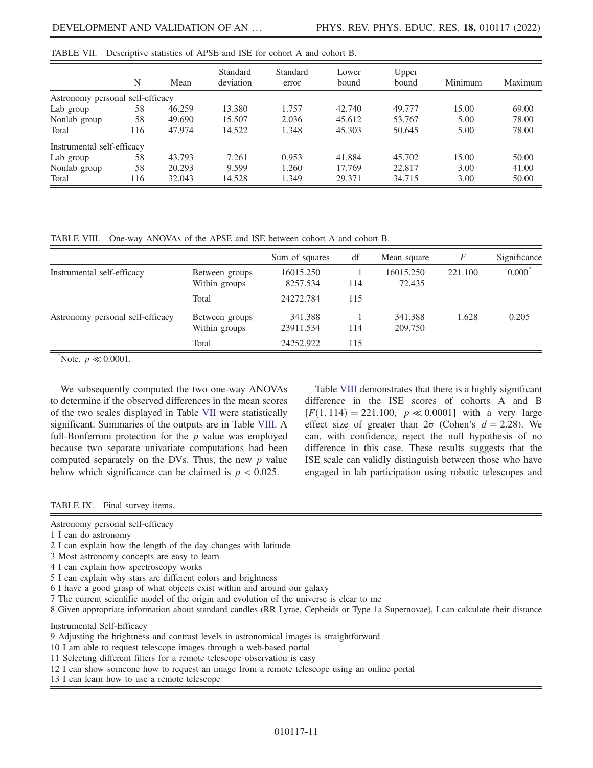TABLE VII. Descriptive statistics of APSE and ISE for cohort A and cohort B.

| | N | Mean | Standard deviation | Standard error | Lower bound | Upper bound | Minimum | Maximum |
|---|---|---|---|---|---|---|---|---|
| Astronomy personal self-efficacy | | | | | | | | |
| Lab group | 58 | 46.259 | 13.380 | 1.757 | 42.740 | 49.777 | 15.00 | 69.00 |
| Nonlab group | 58 | 49.690 | 15.507 | 2.036 | 45.612 | 53.767 | 5.00 | 78.00 |
| Total | 116 | 47.974 | 14.522 | 1.348 | 45.303 | 50.645 | 5.00 | 78.00 |
| Instrumental self-efficacy | | | | | | | | |
| Lab group | 58 | 43.793 | 7.261 | 0.953 | 41.884 | 45.702 | 15.00 | 50.00 |
| Nonlab group | 58 | 20.293 | 9.599 | 1.260 | 17.769 | 22.817 | 3.00 | 41.00 |
| Total | 116 | 32.043 | 14.528 | 1.349 | 29.371 | 34.715 | 3.00 | 50.00 |

TABLE VIII. One-way ANOVAs of the APSE and ISE between cohort A and cohort B.

| | | Sum of squares | df | Mean square | $F$ | Significance |
|---|---|---|---|---|---|---|
| Instrumental self-efficacy | Between groups | 16015.250 | 1 | 16015.250 | 221.100 | 0.000* |
| | Within groups | 8257.534 | 114 | 72.435 | | |
| | Total | 24272.784 | 115 | | | |
| Astronomy personal self-efficacy | Between groups | 341.388 | 1 | 341.388 | 1.628 | 0.205 |
| | Within groups | 23911.534 | 114 | 209.750 | | |
| | Total | 24252.922 | 115 | | | |

*Note. $p \ll 0.0001$.

We subsequently computed the two one-way ANOVAs to determine if the observed differences in the mean scores of the two scales displayed in Table VII were statistically significant. Summaries of the outputs are in Table VIII. A full-Bonferroni protection for the $p$ value was employed because two separate univariate computations had been computed separately on the DVs. Thus, the new $p$ value below which significance can be claimed is $p < 0.025$.

Table VIII demonstrates that there is a highly significant difference in the ISE scores of cohorts A and B $[F(1, 114) = 221.100, \ p \ll 0.0001]$ with a very large effect size of greater than $2\sigma$ (Cohen's $d = 2.28$). We can, with confidence, reject the null hypothesis of no difference in this case. These results suggests that the ISE scale can validly distinguish between those who have engaged in lab participation using robotic telescopes and

TABLE IX. Final survey items.

Astronomy personal self-efficacy

1 I can do astronomy
2 I can explain how the length of the day changes with latitude
3 Most astronomy concepts are easy to learn
4 I can explain how spectroscopy works
5 I can explain why stars are different colors and brightness
6 I have a good grasp of what objects exist within and around our galaxy
7 The current scientific model of the origin and evolution of the universe is clear to me
8 Given appropriate information about standard candles (RR Lyrae, Cepheids or Type 1a Supernovae), I can calculate their distance

Instrumental Self-Efficacy

9 Adjusting the brightness and contrast levels in astronomical images is straightforward
10 I am able to request telescope images through a web-based portal
11 Selecting different filters for a remote telescope observation is easy
12 I can show someone how to request an image from a remote telescope using an online portal
13 I can learn how to use a remote telescope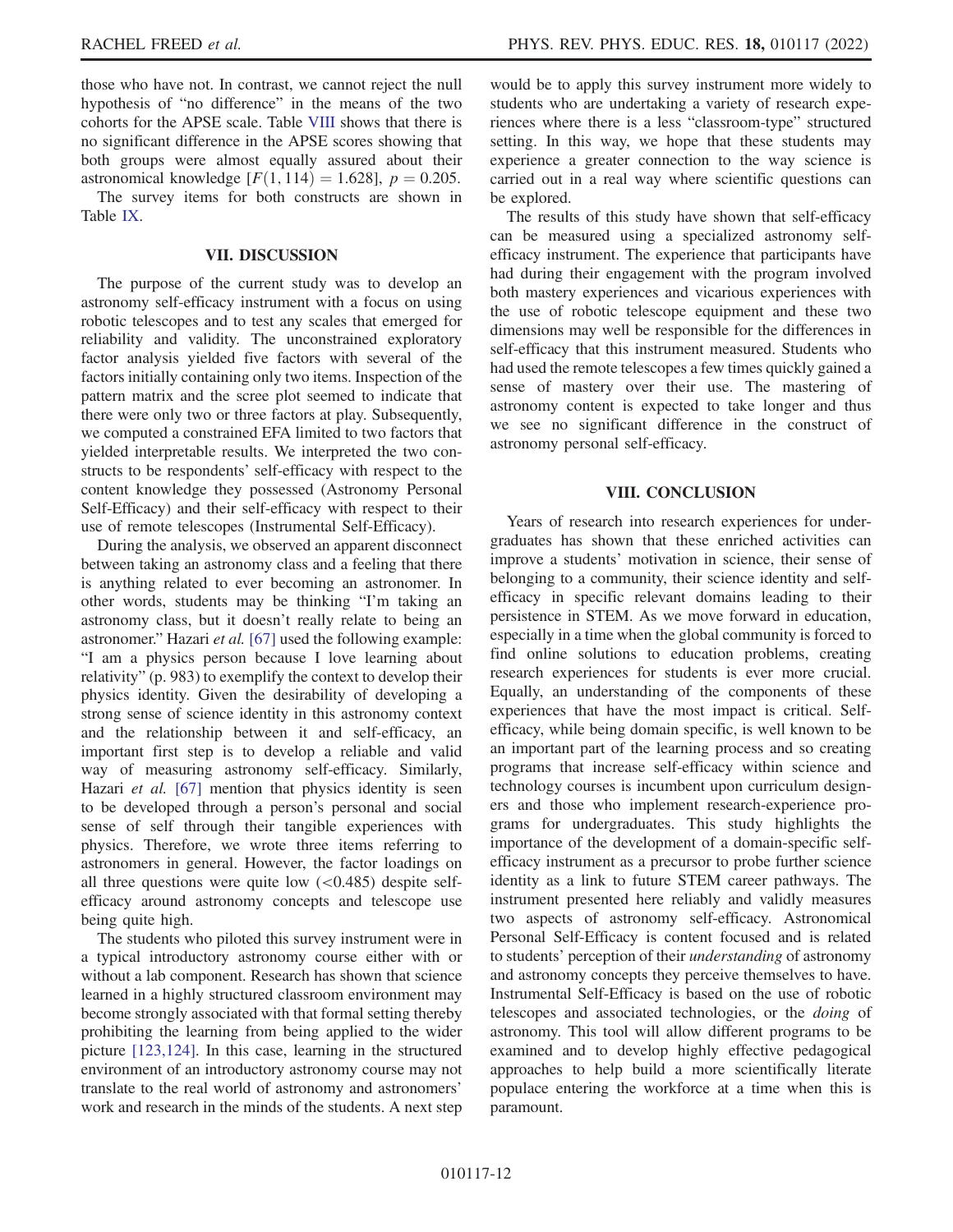those who have not. In contrast, we cannot reject the null hypothesis of "no difference" in the means of the two cohorts for the APSE scale. Table VIII shows that there is no significant difference in the APSE scores showing that both groups were almost equally assured about their astronomical knowledge [$F(1, 114) = 1.628$], $p = 0.205$.

The survey items for both constructs are shown in Table IX.

## VII. DISCUSSION

The purpose of the current study was to develop an astronomy self-efficacy instrument with a focus on using robotic telescopes and to test any scales that emerged for reliability and validity. The unconstrained exploratory factor analysis yielded five factors with several of the factors initially containing only two items. Inspection of the pattern matrix and the scree plot seemed to indicate that there were only two or three factors at play. Subsequently, we computed a constrained EFA limited to two factors that yielded interpretable results. We interpreted the two constructs to be respondents' self-efficacy with respect to the content knowledge they possessed (Astronomy Personal Self-Efficacy) and their self-efficacy with respect to their use of remote telescopes (Instrumental Self-Efficacy).

During the analysis, we observed an apparent disconnect between taking an astronomy class and a feeling that there is anything related to ever becoming an astronomer. In other words, students may be thinking "I'm taking an astronomy class, but it doesn't really relate to being an astronomer." Hazari *et al.* [67] used the following example: "I am a physics person because I love learning about relativity" (p. 983) to exemplify the context to develop their physics identity. Given the desirability of developing a strong sense of science identity in this astronomy context and the relationship between it and self-efficacy, an important first step is to develop a reliable and valid way of measuring astronomy self-efficacy. Similarly, Hazari *et al.* [67] mention that physics identity is seen to be developed through a person's personal and social sense of self through their tangible experiences with physics. Therefore, we wrote three items referring to astronomers in general. However, the factor loadings on all three questions were quite low ($<0.485$) despite self-efficacy around astronomy concepts and telescope use being quite high.

The students who piloted this survey instrument were in a typical introductory astronomy course either with or without a lab component. Research has shown that science learned in a highly structured classroom environment may become strongly associated with that formal setting thereby prohibiting the learning from being applied to the wider picture [123,124]. In this case, learning in the structured environment of an introductory astronomy course may not translate to the real world of astronomy and astronomers' work and research in the minds of the students. A next step would be to apply this survey instrument more widely to students who are undertaking a variety of research experiences where there is a less "classroom-type" structured setting. In this way, we hope that these students may experience a greater connection to the way science is carried out in a real way where scientific questions can be explored.

The results of this study have shown that self-efficacy can be measured using a specialized astronomy self-efficacy instrument. The experience that participants have had during their engagement with the program involved both mastery experiences and vicarious experiences with the use of robotic telescope equipment and these two dimensions may well be responsible for the differences in self-efficacy that this instrument measured. Students who had used the remote telescopes a few times quickly gained a sense of mastery over their use. The mastering of astronomy content is expected to take longer and thus we see no significant difference in the construct of astronomy personal self-efficacy.

## VIII. CONCLUSION

Years of research into research experiences for undergraduates has shown that these enriched activities can improve a students' motivation in science, their sense of belonging to a community, their science identity and self-efficacy in specific relevant domains leading to their persistence in STEM. As we move forward in education, especially in a time when the global community is forced to find online solutions to education problems, creating research experiences for students is ever more crucial. Equally, an understanding of the components of these experiences that have the most impact is critical. Self-efficacy, while being domain specific, is well known to be an important part of the learning process and so creating programs that increase self-efficacy within science and technology courses is incumbent upon curriculum designers and those who implement research-experience programs for undergraduates. This study highlights the importance of the development of a domain-specific self-efficacy instrument as a precursor to probe further science identity as a link to future STEM career pathways. The instrument presented here reliably and validly measures two aspects of astronomy self-efficacy. Astronomical Personal Self-Efficacy is content focused and is related to students' perception of their *understanding* of astronomy and astronomy concepts they perceive themselves to have. Instrumental Self-Efficacy is based on the use of robotic telescopes and associated technologies, or the *doing* of astronomy. This tool will allow different programs to be examined and to develop highly effective pedagogical approaches to help build a more scientifically literate populace entering the workforce at a time when this is paramount.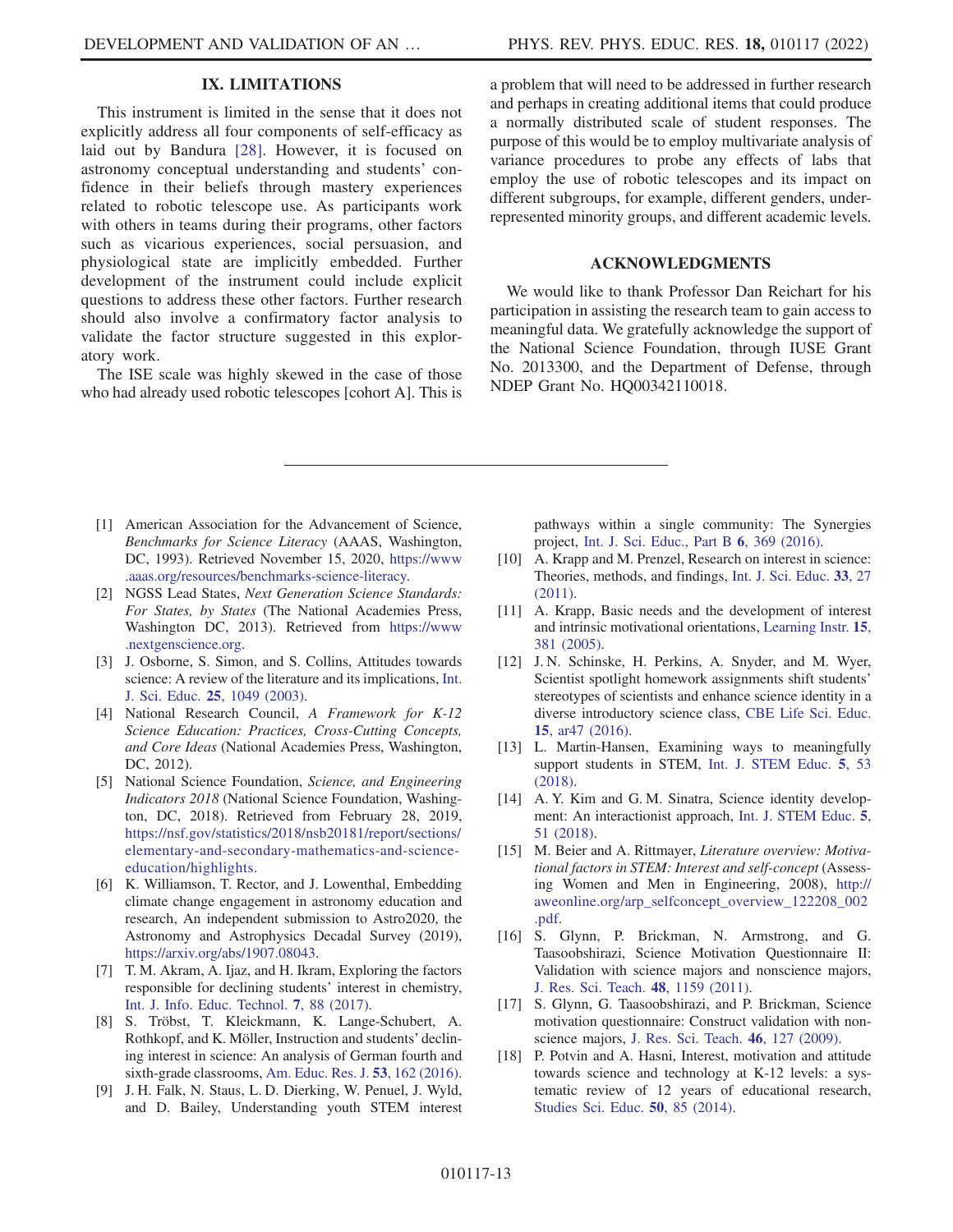## IX. LIMITATIONS

This instrument is limited in the sense that it does not explicitly address all four components of self-efficacy as laid out by Bandura [28]. However, it is focused on astronomy conceptual understanding and students' confidence in their beliefs through mastery experiences related to robotic telescope use. As participants work with others in teams during their programs, other factors such as vicarious experiences, social persuasion, and physiological state are implicitly embedded. Further development of the instrument could include explicit questions to address these other factors. Further research should also involve a confirmatory factor analysis to validate the factor structure suggested in this exploratory work.

The ISE scale was highly skewed in the case of those who had already used robotic telescopes [cohort A]. This is a problem that will need to be addressed in further research and perhaps in creating additional items that could produce a normally distributed scale of student responses. The purpose of this would be to employ multivariate analysis of variance procedures to probe any effects of labs that employ the use of robotic telescopes and its impact on different subgroups, for example, different genders, underrepresented minority groups, and different academic levels.

## ACKNOWLEDGMENTS

We would like to thank Professor Dan Reichart for his participation in assisting the research team to gain access to meaningful data. We gratefully acknowledge the support of the National Science Foundation, through IUSE Grant No. 2013300, and the Department of Defense, through NDEP Grant No. HQ00342110018.

---

[1] American Association for the Advancement of Science, *Benchmarks for Science Literacy* (AAAS, Washington, DC, 1993). Retrieved November 15, 2020, https://www.aaas.org/resources/benchmarks-science-literacy.

[2] NGSS Lead States, *Next Generation Science Standards: For States, by States* (The National Academies Press, Washington DC, 2013). Retrieved from https://www.nextgenscience.org.

[3] J. Osborne, S. Simon, and S. Collins, Attitudes towards science: A review of the literature and its implications, Int. J. Sci. Educ. **25**, 1049 (2003).

[4] National Research Council, *A Framework for K-12 Science Education: Practices, Cross-Cutting Concepts, and Core Ideas* (National Academies Press, Washington, DC, 2012).

[5] National Science Foundation, *Science, and Engineering Indicators 2018* (National Science Foundation, Washington, DC, 2018). Retrieved from February 28, 2019, https://nsf.gov/statistics/2018/nsb20181/report/sections/elementary-and-secondary-mathematics-and-science-education/highlights.

[6] K. Williamson, T. Rector, and J. Lowenthal, Embedding climate change engagement in astronomy education and research, An independent submission to Astro2020, the Astronomy and Astrophysics Decadal Survey (2019), https://arxiv.org/abs/1907.08043.

[7] T. M. Akram, A. Ijaz, and H. Ikram, Exploring the factors responsible for declining students' interest in chemistry, Int. J. Info. Educ. Technol. **7**, 88 (2017).

[8] S. Tröbst, T. Kleickmann, K. Lange-Schubert, A. Rothkopf, and K. Möller, Instruction and students' declining interest in science: An analysis of German fourth and sixth-grade classrooms, Am. Educ. Res. J. **53**, 162 (2016).

[9] J. H. Falk, N. Staus, L. D. Dierking, W. Penuel, J. Wyld, and D. Bailey, Understanding youth STEM interest pathways within a single community: The Synergies project, Int. J. Sci. Educ., Part B **6**, 369 (2016).

[10] A. Krapp and M. Prenzel, Research on interest in science: Theories, methods, and findings, Int. J. Sci. Educ. **33**, 27 (2011).

[11] A. Krapp, Basic needs and the development of interest and intrinsic motivational orientations, Learning Instr. **15**, 381 (2005).

[12] J. N. Schinske, H. Perkins, A. Snyder, and M. Wyer, Scientist spotlight homework assignments shift students' stereotypes of scientists and enhance science identity in a diverse introductory science class, CBE Life Sci. Educ. **15**, ar47 (2016).

[13] L. Martin-Hansen, Examining ways to meaningfully support students in STEM, Int. J. STEM Educ. **5**, 53 (2018).

[14] A. Y. Kim and G. M. Sinatra, Science identity development: An interactionist approach, Int. J. STEM Educ. **5**, 51 (2018).

[15] M. Beier and A. Rittmayer, *Literature overview: Motivational factors in STEM: Interest and self-concept* (Assessing Women and Men in Engineering, 2008), http://aweonline.org/arp_selfconcept_overview_122208_002.pdf.

[16] S. Glynn, P. Brickman, N. Armstrong, and G. Taasoobshirazi, Science Motivation Questionnaire II: Validation with science majors and nonscience majors, J. Res. Sci. Teach. **48**, 1159 (2011).

[17] S. Glynn, G. Taasoobshirazi, and P. Brickman, Science motivation questionnaire: Construct validation with nonscience majors, J. Res. Sci. Teach. **46**, 127 (2009).

[18] P. Potvin and A. Hasni, Interest, motivation and attitude towards science and technology at K-12 levels: a systematic review of 12 years of educational research, Studies Sci. Educ. **50**, 85 (2014).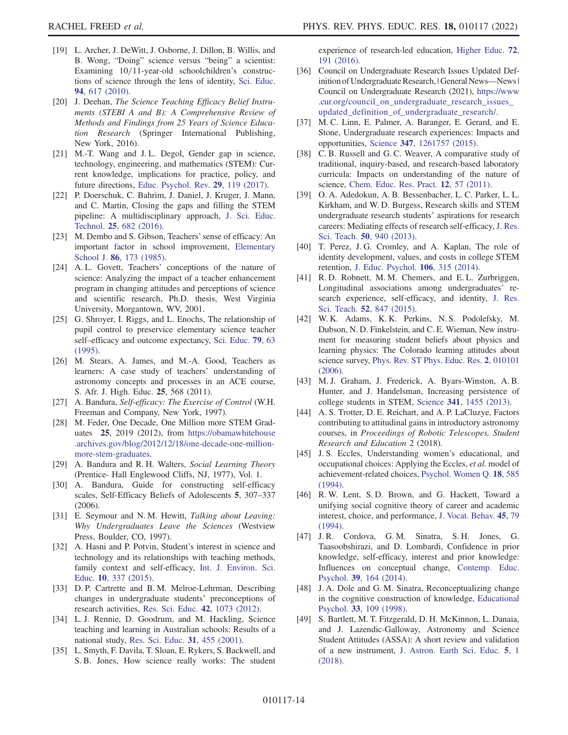[19] L. Archer, J. DeWitt, J. Osborne, J. Dillon, B. Willis, and B. Wong, "Doing" science versus "being" a scientist: Examining 10/11-year-old schoolchildren's constructions of science through the lens of identity, Sci. Educ. **94**, 617 (2010).

[20] J. Deehan, *The Science Teaching Efficacy Belief Instruments (STEBI A and B): A Comprehensive Review of Methods and Findings from 25 Years of Science Education Research* (Springer International Publishing, New York, 2016).

[21] M.-T. Wang and J. L. Degol, Gender gap in science, technology, engineering, and mathematics (STEM): Current knowledge, implications for practice, policy, and future directions, Educ. Psychol. Rev. **29**, 119 (2017).

[22] P. Doerschuk, C. Bahrim, J. Daniel, J. Kruger, J. Mann, and C. Martin, Closing the gaps and filling the STEM pipeline: A multidisciplinary approach, J. Sci. Educ. Technol. **25**, 682 (2016).

[23] M. Dembo and S. Gibson, Teachers' sense of efficacy: An important factor in school improvement, Elementary School J. **86**, 173 (1985).

[24] A. L. Govett, Teachers' conceptions of the nature of science: Analyzing the impact of a teacher enhancement program in changing attitudes and perceptions of science and scientific research, Ph.D. thesis, West Virginia University, Morgantown, WV, 2001.

[25] G. Shroyer, I. Riggs, and L. Enochs, The relationship of pupil control to preservice elementary science teacher self–efficacy and outcome expectancy, Sci. Educ. **79**, 63 (1995).

[26] M. Stears, A. James, and M.-A. Good, Teachers as learners: A case study of teachers' understanding of astronomy concepts and processes in an ACE course, S. Afr. J. High. Educ. **25**, 568 (2011).

[27] A. Bandura, *Self-efficacy: The Exercise of Control* (W.H. Freeman and Company, New York, 1997).

[28] M. Feder, One Decade, One Million more STEM Graduates **25**, 2019 (2012), from https://obamawhitehouse.archives.gov/blog/2012/12/18/one-decade-one-million-more-stem-graduates.

[29] A. Bandura and R. H. Walters, *Social Learning Theory* (Prentice- Hall Englewood Cliffs, NJ, 1977), Vol. 1.

[30] A. Bandura, Guide for constructing self-efficacy scales, Self-Efficacy Beliefs of Adolescents **5**, 307–337 (2006).

[31] E. Seymour and N. M. Hewitt, *Talking about Leaving: Why Undergraduates Leave the Sciences* (Westview Press, Boulder, CO, 1997).

[32] A. Hasni and P. Potvin, Student's interest in science and technology and its relationships with teaching methods, family context and self-efficacy, Int. J. Environ. Sci. Educ. **10**, 337 (2015).

[33] D. P. Cartrette and B. M. Melroe-Lehrman, Describing changes in undergraduate students' preconceptions of research activities, Res. Sci. Educ. **42**, 1073 (2012).

[34] L. J. Rennie, D. Goodrum, and M. Hackling, Science teaching and learning in Australian schools: Results of a national study, Res. Sci. Educ. **31**, 455 (2001).

[35] L. Smyth, F. Davila, T. Sloan, E. Rykers, S. Backwell, and S. B. Jones, How science really works: The student experience of research-led education, Higher Educ. **72**, 191 (2016).

[36] Council on Undergraduate Research Issues Updated Definition of Undergraduate Research, | General News—News | Council on Undergraduate Research (2021), https://www.cur.org/council_on_undergraduate_research_issues_updated_definition_of_undergraduate_research/.

[37] M. C. Linn, E. Palmer, A. Baranger, E. Gerard, and E. Stone, Undergraduate research experiences: Impacts and opportunities, Science **347**, 1261757 (2015).

[38] C. B. Russell and G. C. Weaver, A comparative study of traditional, inquiry-based, and research-based laboratory curricula: Impacts on understanding of the nature of science, Chem. Educ. Res. Pract. **12**, 57 (2011).

[39] O. A. Adedokun, A. B. Bessenbacher, L. C. Parker, L. L. Kirkham, and W. D. Burgess, Research skills and STEM undergraduate research students' aspirations for research careers: Mediating effects of research self-efficacy, J. Res. Sci. Teach. **50**, 940 (2013).

[40] T. Perez, J. G. Cromley, and A. Kaplan, The role of identity development, values, and costs in college STEM retention, J. Educ. Psychol. **106**, 315 (2014).

[41] R. D. Robnett, M. M. Chemers, and E. L. Zurbriggen, Longitudinal associations among undergraduates' research experience, self-efficacy, and identity, J. Res. Sci. Teach. **52**, 847 (2015).

[42] W. K. Adams, K. K. Perkins, N. S. Podolefsky, M. Dubson, N. D. Finkelstein, and C. E. Wieman, New instrument for measuring student beliefs about physics and learning physics: The Colorado learning attitudes about science survey, Phys. Rev. ST Phys. Educ. Res. **2**, 010101 (2006).

[43] M. J. Graham, J. Frederick, A. Byars-Winston, A. B. Hunter, and J. Handelsman, Increasing persistence of college students in STEM, Science **341**, 1455 (2013).

[44] A. S. Trotter, D. E. Reichart, and A. P. LaCluyze, Factors contributing to attitudinal gains in introductory astronomy courses, in *Proceedings of Robotic Telescopes, Student Research and Education* 2 (2018).

[45] J. S. Eccles, Understanding women's educational, and occupational choices: Applying the Eccles, *et al.* model of achievement-related choices, Psychol. Women Q. **18**, 585 (1994).

[46] R. W. Lent, S. D. Brown, and G. Hackett, Toward a unifying social cognitive theory of career and academic interest, choice, and performance, J. Vocat. Behav. **45**, 79 (1994).

[47] J. R. Cordova, G. M. Sinatra, S. H. Jones, G. Taasoobshirazi, and D. Lombardi, Confidence in prior knowledge, self-efficacy, interest and prior knowledge: Influences on conceptual change, Contemp. Educ. Psychol. **39**, 164 (2014).

[48] J. A. Dole and G. M. Sinatra, Reconceptualizing change in the cognitive construction of knowledge, Educational Psychol. **33**, 109 (1998).

[49] S. Bartlett, M. T. Fitzgerald, D. H. McKinnon, L. Danaia, and J. Lazendic-Galloway, Astronomy and Science Student Attitudes (ASSA): A short review and validation of a new instrument, J. Astron. Earth Sci. Educ. **5**, 1 (2018).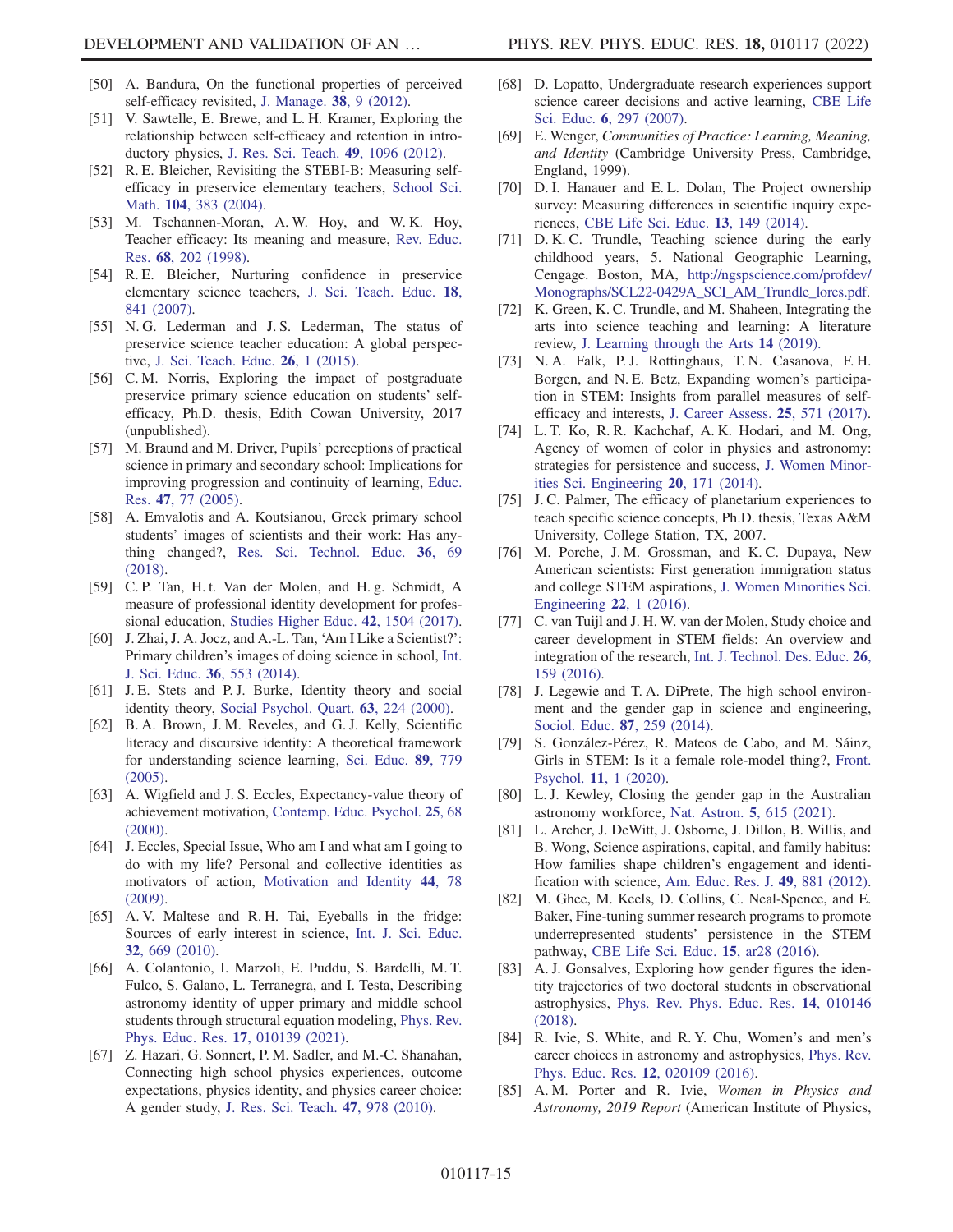[50] A. Bandura, On the functional properties of perceived self-efficacy revisited, J. Manage. **38**, 9 (2012).

[51] V. Sawtelle, E. Brewe, and L. H. Kramer, Exploring the relationship between self-efficacy and retention in introductory physics, J. Res. Sci. Teach. **49**, 1096 (2012).

[52] R. E. Bleicher, Revisiting the STEBI-B: Measuring self-efficacy in preservice elementary teachers, School Sci. Math. **104**, 383 (2004).

[53] M. Tschannen-Moran, A. W. Hoy, and W. K. Hoy, Teacher efficacy: Its meaning and measure, Rev. Educ. Res. **68**, 202 (1998).

[54] R. E. Bleicher, Nurturing confidence in preservice elementary science teachers, J. Sci. Teach. Educ. **18**, 841 (2007).

[55] N. G. Lederman and J. S. Lederman, The status of preservice science teacher education: A global perspective, J. Sci. Teach. Educ. **26**, 1 (2015).

[56] C. M. Norris, Exploring the impact of postgraduate preservice primary science education on students' self-efficacy, Ph.D. thesis, Edith Cowan University, 2017 (unpublished).

[57] M. Braund and M. Driver, Pupils' perceptions of practical science in primary and secondary school: Implications for improving progression and continuity of learning, Educ. Res. **47**, 77 (2005).

[58] A. Emvalotis and A. Koutsianou, Greek primary school students' images of scientists and their work: Has anything changed?, Res. Sci. Technol. Educ. **36**, 69 (2018).

[59] C. P. Tan, H. t. Van der Molen, and H. g. Schmidt, A measure of professional identity development for professional education, Studies Higher Educ. **42**, 1504 (2017).

[60] J. Zhai, J. A. Jocz, and A.-L. Tan, 'Am I Like a Scientist?': Primary children's images of doing science in school, Int. J. Sci. Educ. **36**, 553 (2014).

[61] J. E. Stets and P. J. Burke, Identity theory and social identity theory, Social Psychol. Quart. **63**, 224 (2000).

[62] B. A. Brown, J. M. Reveles, and G. J. Kelly, Scientific literacy and discursive identity: A theoretical framework for understanding science learning, Sci. Educ. **89**, 779 (2005).

[63] A. Wigfield and J. S. Eccles, Expectancy-value theory of achievement motivation, Contemp. Educ. Psychol. **25**, 68 (2000).

[64] J. Eccles, Special Issue, Who am I and what am I going to do with my life? Personal and collective identities as motivators of action, Motivation and Identity **44**, 78 (2009).

[65] A. V. Maltese and R. H. Tai, Eyeballs in the fridge: Sources of early interest in science, Int. J. Sci. Educ. **32**, 669 (2010).

[66] A. Colantonio, I. Marzoli, E. Puddu, S. Bardelli, M. T. Fulco, S. Galano, L. Terranegra, and I. Testa, Describing astronomy identity of upper primary and middle school students through structural equation modeling, Phys. Rev. Phys. Educ. Res. **17**, 010139 (2021).

[67] Z. Hazari, G. Sonnert, P. M. Sadler, and M.-C. Shanahan, Connecting high school physics experiences, outcome expectations, physics identity, and physics career choice: A gender study, J. Res. Sci. Teach. **47**, 978 (2010).

[68] D. Lopatto, Undergraduate research experiences support science career decisions and active learning, CBE Life Sci. Educ. **6**, 297 (2007).

[69] E. Wenger, *Communities of Practice: Learning, Meaning, and Identity* (Cambridge University Press, Cambridge, England, 1999).

[70] D. I. Hanauer and E. L. Dolan, The Project ownership survey: Measuring differences in scientific inquiry experiences, CBE Life Sci. Educ. **13**, 149 (2014).

[71] D. K. C. Trundle, Teaching science during the early childhood years, 5. National Geographic Learning, Cengage. Boston, MA, http://ngspscience.com/profdev/Monographs/SCL22-0429A_SCI_AM_Trundle_lores.pdf.

[72] K. Green, K. C. Trundle, and M. Shaheen, Integrating the arts into science teaching and learning: A literature review, J. Learning through the Arts **14** (2019).

[73] N. A. Falk, P. J. Rottinghaus, T. N. Casanova, F. H. Borgen, and N. E. Betz, Expanding women's participation in STEM: Insights from parallel measures of self-efficacy and interests, J. Career Assess. **25**, 571 (2017).

[74] L. T. Ko, R. R. Kachchaf, A. K. Hodari, and M. Ong, Agency of women of color in physics and astronomy: strategies for persistence and success, J. Women Minorities Sci. Engineering **20**, 171 (2014).

[75] J. C. Palmer, The efficacy of planetarium experiences to teach specific science concepts, Ph.D. thesis, Texas A&M University, College Station, TX, 2007.

[76] M. Porche, J. M. Grossman, and K. C. Dupaya, New American scientists: First generation immigration status and college STEM aspirations, J. Women Minorities Sci. Engineering **22**, 1 (2016).

[77] C. van Tuijl and J. H. W. van der Molen, Study choice and career development in STEM fields: An overview and integration of the research, Int. J. Technol. Des. Educ. **26**, 159 (2016).

[78] J. Legewie and T. A. DiPrete, The high school environment and the gender gap in science and engineering, Sociol. Educ. **87**, 259 (2014).

[79] S. González-Pérez, R. Mateos de Cabo, and M. Sáinz, Girls in STEM: Is it a female role-model thing?, Front. Psychol. **11**, 1 (2020).

[80] L. J. Kewley, Closing the gender gap in the Australian astronomy workforce, Nat. Astron. **5**, 615 (2021).

[81] L. Archer, J. DeWitt, J. Osborne, J. Dillon, B. Willis, and B. Wong, Science aspirations, capital, and family habitus: How families shape children's engagement and identification with science, Am. Educ. Res. J. **49**, 881 (2012).

[82] M. Ghee, M. Keels, D. Collins, C. Neal-Spence, and E. Baker, Fine-tuning summer research programs to promote underrepresented students' persistence in the STEM pathway, CBE Life Sci. Educ. **15**, ar28 (2016).

[83] A. J. Gonsalves, Exploring how gender figures the identity trajectories of two doctoral students in observational astrophysics, Phys. Rev. Phys. Educ. Res. **14**, 010146 (2018).

[84] R. Ivie, S. White, and R. Y. Chu, Women's and men's career choices in astronomy and astrophysics, Phys. Rev. Phys. Educ. Res. **12**, 020109 (2016).

[85] A. M. Porter and R. Ivie, *Women in Physics and Astronomy, 2019 Report* (American Institute of Physics,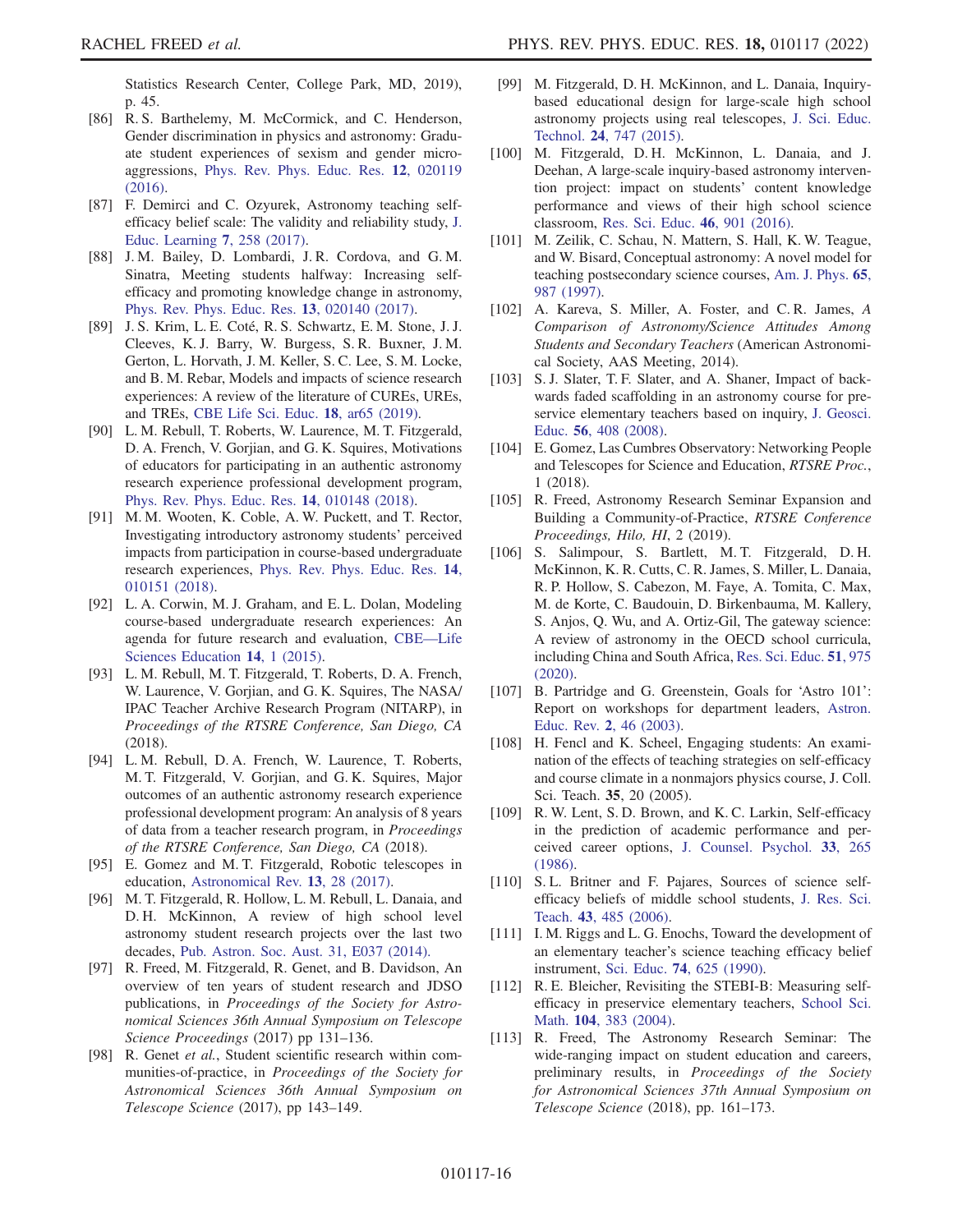Statistics Research Center, College Park, MD, 2019), p. 45.

[86] R. S. Barthelemy, M. McCormick, and C. Henderson, Gender discrimination in physics and astronomy: Graduate student experiences of sexism and gender microaggressions, Phys. Rev. Phys. Educ. Res. **12**, 020119 (2016).

[87] F. Demirci and C. Ozyurek, Astronomy teaching self-efficacy belief scale: The validity and reliability study, J. Educ. Learning **7**, 258 (2017).

[88] J. M. Bailey, D. Lombardi, J. R. Cordova, and G. M. Sinatra, Meeting students halfway: Increasing self-efficacy and promoting knowledge change in astronomy, Phys. Rev. Phys. Educ. Res. **13**, 020140 (2017).

[89] J. S. Krim, L. E. Coté, R. S. Schwartz, E. M. Stone, J. J. Cleeves, K. J. Barry, W. Burgess, S. R. Buxner, J. M. Gerton, L. Horvath, J. M. Keller, S. C. Lee, S. M. Locke, and B. M. Rebar, Models and impacts of science research experiences: A review of the literature of CUREs, UREs, and TREs, CBE Life Sci. Educ. **18**, ar65 (2019).

[90] L. M. Rebull, T. Roberts, W. Laurence, M. T. Fitzgerald, D. A. French, V. Gorjian, and G. K. Squires, Motivations of educators for participating in an authentic astronomy research experience professional development program, Phys. Rev. Phys. Educ. Res. **14**, 010148 (2018).

[91] M. M. Wooten, K. Coble, A. W. Puckett, and T. Rector, Investigating introductory astronomy students' perceived impacts from participation in course-based undergraduate research experiences, Phys. Rev. Phys. Educ. Res. **14**, 010151 (2018).

[92] L. A. Corwin, M. J. Graham, and E. L. Dolan, Modeling course-based undergraduate research experiences: An agenda for future research and evaluation, CBE—Life Sciences Education **14**, 1 (2015).

[93] L. M. Rebull, M. T. Fitzgerald, T. Roberts, D. A. French, W. Laurence, V. Gorjian, and G. K. Squires, The NASA/IPAC Teacher Archive Research Program (NITARP), in *Proceedings of the RTSRE Conference, San Diego, CA* (2018).

[94] L. M. Rebull, D. A. French, W. Laurence, T. Roberts, M. T. Fitzgerald, V. Gorjian, and G. K. Squires, Major outcomes of an authentic astronomy research experience professional development program: An analysis of 8 years of data from a teacher research program, in *Proceedings of the RTSRE Conference, San Diego, CA* (2018).

[95] E. Gomez and M. T. Fitzgerald, Robotic telescopes in education, Astronomical Rev. **13**, 28 (2017).

[96] M. T. Fitzgerald, R. Hollow, L. M. Rebull, L. Danaia, and D. H. McKinnon, A review of high school level astronomy student research projects over the last two decades, Pub. Astron. Soc. Aust. 31, E037 (2014).

[97] R. Freed, M. Fitzgerald, R. Genet, and B. Davidson, An overview of ten years of student research and JDSO publications, in *Proceedings of the Society for Astronomical Sciences 36th Annual Symposium on Telescope Science Proceedings* (2017) pp 131–136.

[98] R. Genet *et al.*, Student scientific research within communities-of-practice, in *Proceedings of the Society for Astronomical Sciences 36th Annual Symposium on Telescope Science* (2017), pp 143–149.

[99] M. Fitzgerald, D. H. McKinnon, and L. Danaia, Inquiry-based educational design for large-scale high school astronomy projects using real telescopes, J. Sci. Educ. Technol. **24**, 747 (2015).

[100] M. Fitzgerald, D. H. McKinnon, L. Danaia, and J. Deehan, A large-scale inquiry-based astronomy intervention project: impact on students' content knowledge performance and views of their high school science classroom, Res. Sci. Educ. **46**, 901 (2016).

[101] M. Zeilik, C. Schau, N. Mattern, S. Hall, K. W. Teague, and W. Bisard, Conceptual astronomy: A novel model for teaching postsecondary science courses, Am. J. Phys. **65**, 987 (1997).

[102] A. Kareva, S. Miller, A. Foster, and C. R. James, *A Comparison of Astronomy/Science Attitudes Among Students and Secondary Teachers* (American Astronomical Society, AAS Meeting, 2014).

[103] S. J. Slater, T. F. Slater, and A. Shaner, Impact of backwards faded scaffolding in an astronomy course for preservice elementary teachers based on inquiry, J. Geosci. Educ. **56**, 408 (2008).

[104] E. Gomez, Las Cumbres Observatory: Networking People and Telescopes for Science and Education, *RTSRE Proc.*, 1 (2018).

[105] R. Freed, Astronomy Research Seminar Expansion and Building a Community-of-Practice, *RTSRE Conference Proceedings, Hilo, HI*, 2 (2019).

[106] S. Salimpour, S. Bartlett, M. T. Fitzgerald, D. H. McKinnon, K. R. Cutts, C. R. James, S. Miller, L. Danaia, R. P. Hollow, S. Cabezon, M. Faye, A. Tomita, C. Max, M. de Korte, C. Baudouin, D. Birkenbauma, M. Kallery, S. Anjos, Q. Wu, and A. Ortiz-Gil, The gateway science: A review of astronomy in the OECD school curricula, including China and South Africa, Res. Sci. Educ. **51**, 975 (2020).

[107] B. Partridge and G. Greenstein, Goals for 'Astro 101': Report on workshops for department leaders, Astron. Educ. Rev. **2**, 46 (2003).

[108] H. Fencl and K. Scheel, Engaging students: An examination of the effects of teaching strategies on self-efficacy and course climate in a nonmajors physics course, J. Coll. Sci. Teach. **35**, 20 (2005).

[109] R. W. Lent, S. D. Brown, and K. C. Larkin, Self-efficacy in the prediction of academic performance and perceived career options, J. Counsel. Psychol. **33**, 265 (1986).

[110] S. L. Britner and F. Pajares, Sources of science self-efficacy beliefs of middle school students, J. Res. Sci. Teach. **43**, 485 (2006).

[111] I. M. Riggs and L. G. Enochs, Toward the development of an elementary teacher's science teaching efficacy belief instrument, Sci. Educ. **74**, 625 (1990).

[112] R. E. Bleicher, Revisiting the STEBI-B: Measuring self-efficacy in preservice elementary teachers, School Sci. Math. **104**, 383 (2004).

[113] R. Freed, The Astronomy Research Seminar: The wide-ranging impact on student education and careers, preliminary results, in *Proceedings of the Society for Astronomical Sciences 37th Annual Symposium on Telescope Science* (2018), pp. 161–173.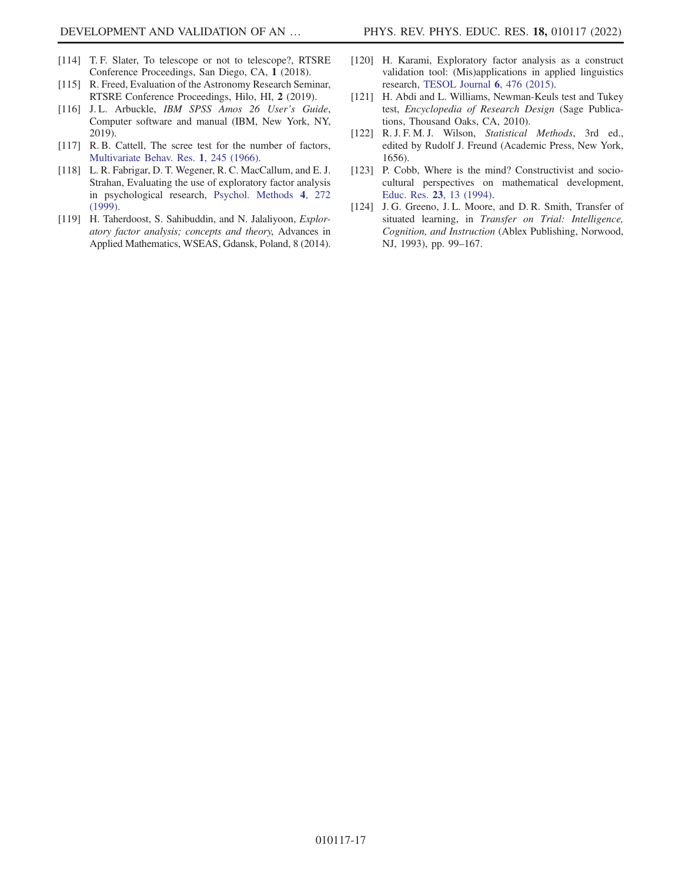[114] T. F. Slater, To telescope or not to telescope?, RTSRE Conference Proceedings, San Diego, CA, **1** (2018).

[115] R. Freed, Evaluation of the Astronomy Research Seminar, RTSRE Conference Proceedings, Hilo, HI, **2** (2019).

[116] J. L. Arbuckle, *IBM SPSS Amos 26 User's Guide*, Computer software and manual (IBM, New York, NY, 2019).

[117] R. B. Cattell, The scree test for the number of factors, Multivariate Behav. Res. **1**, 245 (1966).

[118] L. R. Fabrigar, D. T. Wegener, R. C. MacCallum, and E. J. Strahan, Evaluating the use of exploratory factor analysis in psychological research, Psychol. Methods **4**, 272 (1999).

[119] H. Taherdoost, S. Sahibuddin, and N. Jalaliyoon, *Exploratory factor analysis; concepts and theory*, Advances in Applied Mathematics, WSEAS, Gdansk, Poland, 8 (2014).

[120] H. Karami, Exploratory factor analysis as a construct validation tool: (Mis)applications in applied linguistics research, TESOL Journal **6**, 476 (2015).

[121] H. Abdi and L. Williams, Newman-Keuls test and Tukey test, *Encyclopedia of Research Design* (Sage Publications, Thousand Oaks, CA, 2010).

[122] R. J. F. M. J. Wilson, *Statistical Methods*, 3rd ed., edited by Rudolf J. Freund (Academic Press, New York, 1656).

[123] P. Cobb, Where is the mind? Constructivist and sociocultural perspectives on mathematical development, Educ. Res. **23**, 13 (1994).

[124] J. G. Greeno, J. L. Moore, and D. R. Smith, Transfer of situated learning, in *Transfer on Trial: Intelligence, Cognition, and Instruction* (Ablex Publishing, Norwood, NJ, 1993), pp. 99–167.